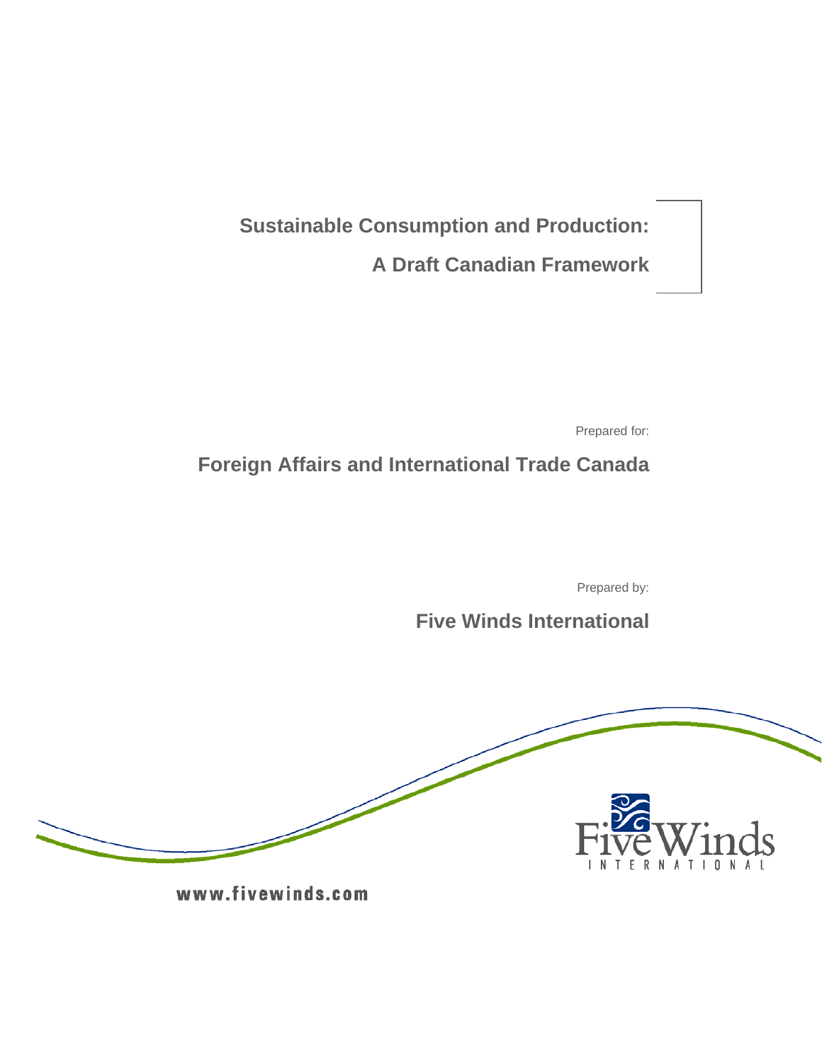# Sustainable Consumption and Production:

# A Draft Canadian Framework

Prepared for:

**Foreign Affairs and International Trade Canada**

Prepared by:

**Five Winds International**

Five Winds INTERNATIONAL

www.fivewinds.com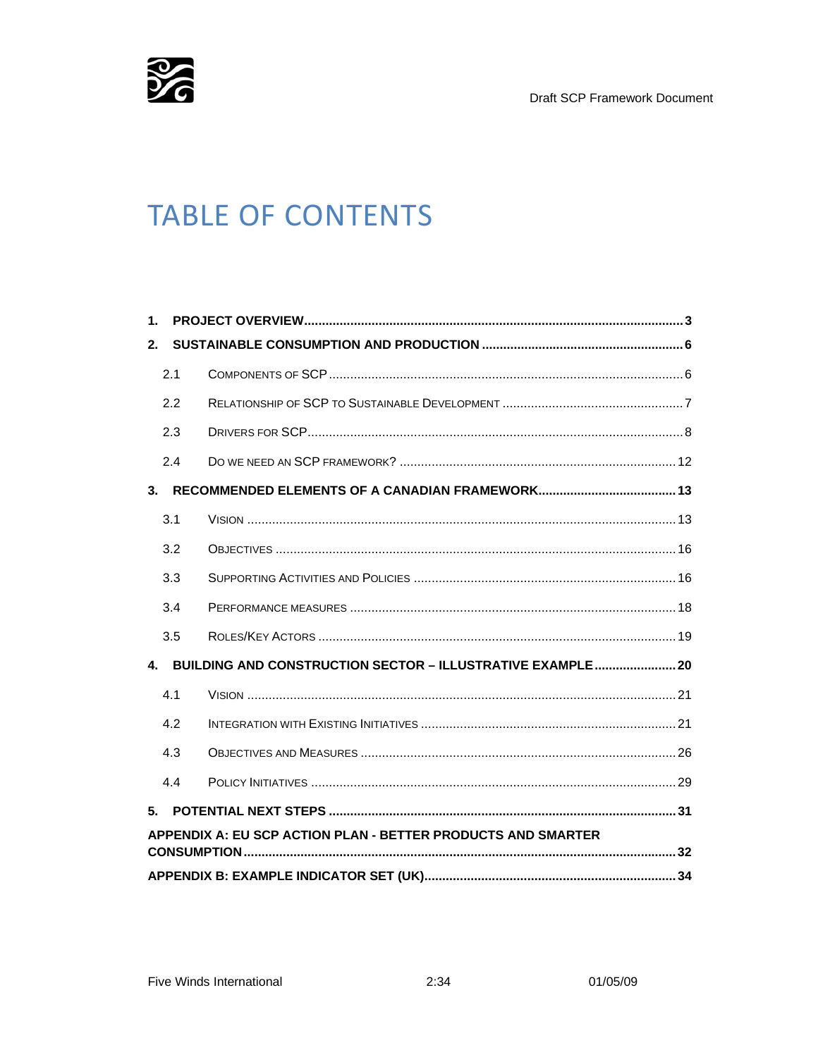# TABLE OF CONTENTS

1. **PROJECT OVERVIEW** .......... 3
2. **SUSTAINABLE CONSUMPTION AND PRODUCTION** .......... 6
   - 2.1 Components of SCP .......... 6
   - 2.2 Relationship of SCP to Sustainable Development .......... 7
   - 2.3 Drivers for SCP .......... 8
   - 2.4 Do we need an SCP framework? .......... 12
3. **RECOMMENDED ELEMENTS OF A CANADIAN FRAMEWORK** .......... 13
   - 3.1 Vision .......... 13
   - 3.2 Objectives .......... 16
   - 3.3 Supporting Activities and Policies .......... 16
   - 3.4 Performance Measures .......... 18
   - 3.5 Roles/Key Actors .......... 19
4. **BUILDING AND CONSTRUCTION SECTOR – ILLUSTRATIVE EXAMPLE** .......... 20
   - 4.1 Vision .......... 21
   - 4.2 Integration with Existing Initiatives .......... 21
   - 4.3 Objectives and Measures .......... 26
   - 4.4 Policy Initiatives .......... 29
5. **POTENTIAL NEXT STEPS** .......... 31

**APPENDIX A: EU SCP ACTION PLAN - BETTER PRODUCTS AND SMARTER CONSUMPTION** .......... 32

**APPENDIX B: EXAMPLE INDICATOR SET (UK)** .......... 34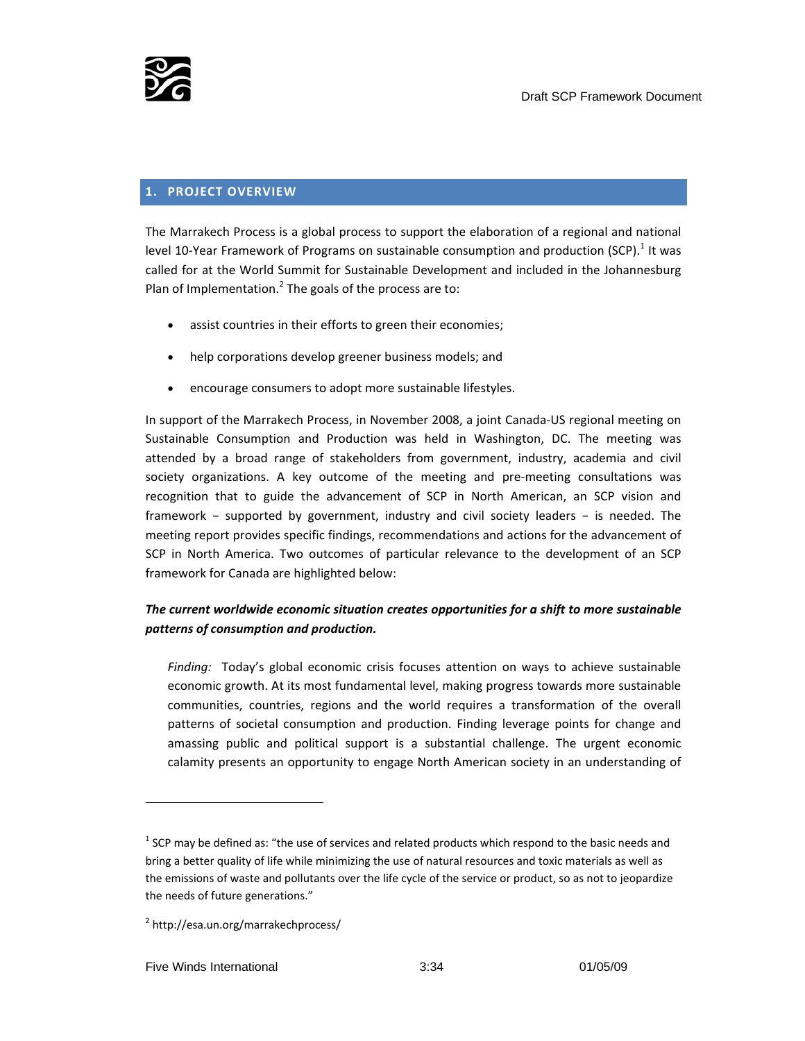## 1. PROJECT OVERVIEW

The Marrakech Process is a global process to support the elaboration of a regional and national level 10-Year Framework of Programs on sustainable consumption and production (SCP).[1] It was called for at the World Summit for Sustainable Development and included in the Johannesburg Plan of Implementation.[2] The goals of the process are to:

- assist countries in their efforts to green their economies;
- help corporations develop greener business models; and
- encourage consumers to adopt more sustainable lifestyles.

In support of the Marrakech Process, in November 2008, a joint Canada-US regional meeting on Sustainable Consumption and Production was held in Washington, DC. The meeting was attended by a broad range of stakeholders from government, industry, academia and civil society organizations. A key outcome of the meeting and pre-meeting consultations was recognition that to guide the advancement of SCP in North American, an SCP vision and framework − supported by government, industry and civil society leaders − is needed. The meeting report provides specific findings, recommendations and actions for the advancement of SCP in North America. Two outcomes of particular relevance to the development of an SCP framework for Canada are highlighted below:

***The current worldwide economic situation creates opportunities for a shift to more sustainable patterns of consumption and production.***

> *Finding:* Today's global economic crisis focuses attention on ways to achieve sustainable economic growth. At its most fundamental level, making progress towards more sustainable communities, countries, regions and the world requires a transformation of the overall patterns of societal consumption and production. Finding leverage points for change and amassing public and political support is a substantial challenge. The urgent economic calamity presents an opportunity to engage North American society in an understanding of

---

[1] SCP may be defined as: "the use of services and related products which respond to the basic needs and bring a better quality of life while minimizing the use of natural resources and toxic materials as well as the emissions of waste and pollutants over the life cycle of the service or product, so as not to jeopardize the needs of future generations."

[2] http://esa.un.org/marrakechprocess/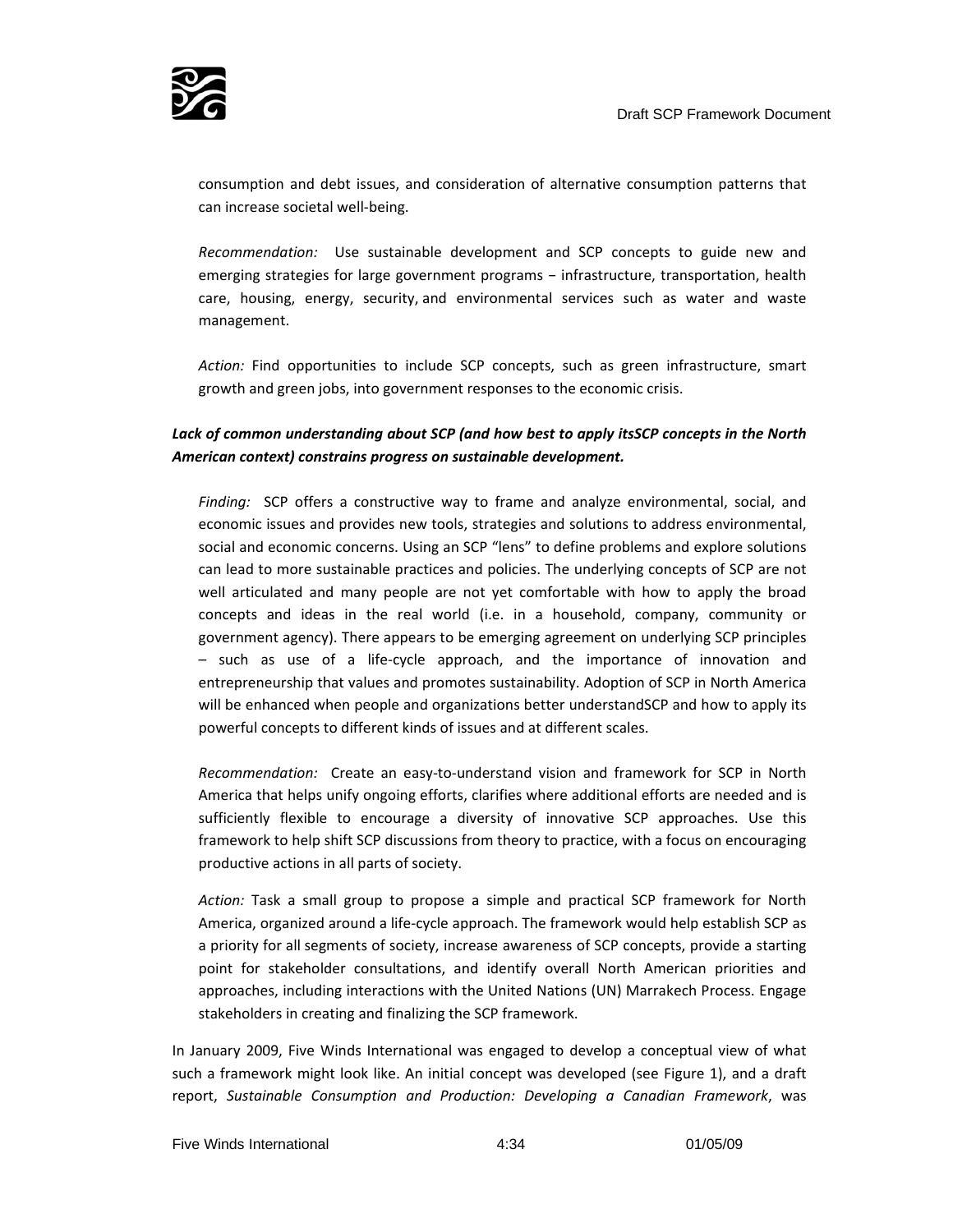consumption and debt issues, and consideration of alternative consumption patterns that can increase societal well-being.

*Recommendation:* Use sustainable development and SCP concepts to guide new and emerging strategies for large government programs − infrastructure, transportation, health care, housing, energy, security, and environmental services such as water and waste management.

*Action:* Find opportunities to include SCP concepts, such as green infrastructure, smart growth and green jobs, into government responses to the economic crisis.

***Lack of common understanding about SCP (and how best to apply itsSCP concepts in the North American context) constrains progress on sustainable development.***

*Finding:* SCP offers a constructive way to frame and analyze environmental, social, and economic issues and provides new tools, strategies and solutions to address environmental, social and economic concerns. Using an SCP "lens" to define problems and explore solutions can lead to more sustainable practices and policies. The underlying concepts of SCP are not well articulated and many people are not yet comfortable with how to apply the broad concepts and ideas in the real world (i.e. in a household, company, community or government agency). There appears to be emerging agreement on underlying SCP principles – such as use of a life-cycle approach, and the importance of innovation and entrepreneurship that values and promotes sustainability. Adoption of SCP in North America will be enhanced when people and organizations better understandSCP and how to apply its powerful concepts to different kinds of issues and at different scales.

*Recommendation:* Create an easy-to-understand vision and framework for SCP in North America that helps unify ongoing efforts, clarifies where additional efforts are needed and is sufficiently flexible to encourage a diversity of innovative SCP approaches. Use this framework to help shift SCP discussions from theory to practice, with a focus on encouraging productive actions in all parts of society.

*Action:* Task a small group to propose a simple and practical SCP framework for North America, organized around a life-cycle approach. The framework would help establish SCP as a priority for all segments of society, increase awareness of SCP concepts, provide a starting point for stakeholder consultations, and identify overall North American priorities and approaches, including interactions with the United Nations (UN) Marrakech Process. Engage stakeholders in creating and finalizing the SCP framework.

In January 2009, Five Winds International was engaged to develop a conceptual view of what such a framework might look like. An initial concept was developed (see Figure 1), and a draft report, *Sustainable Consumption and Production: Developing a Canadian Framework*, was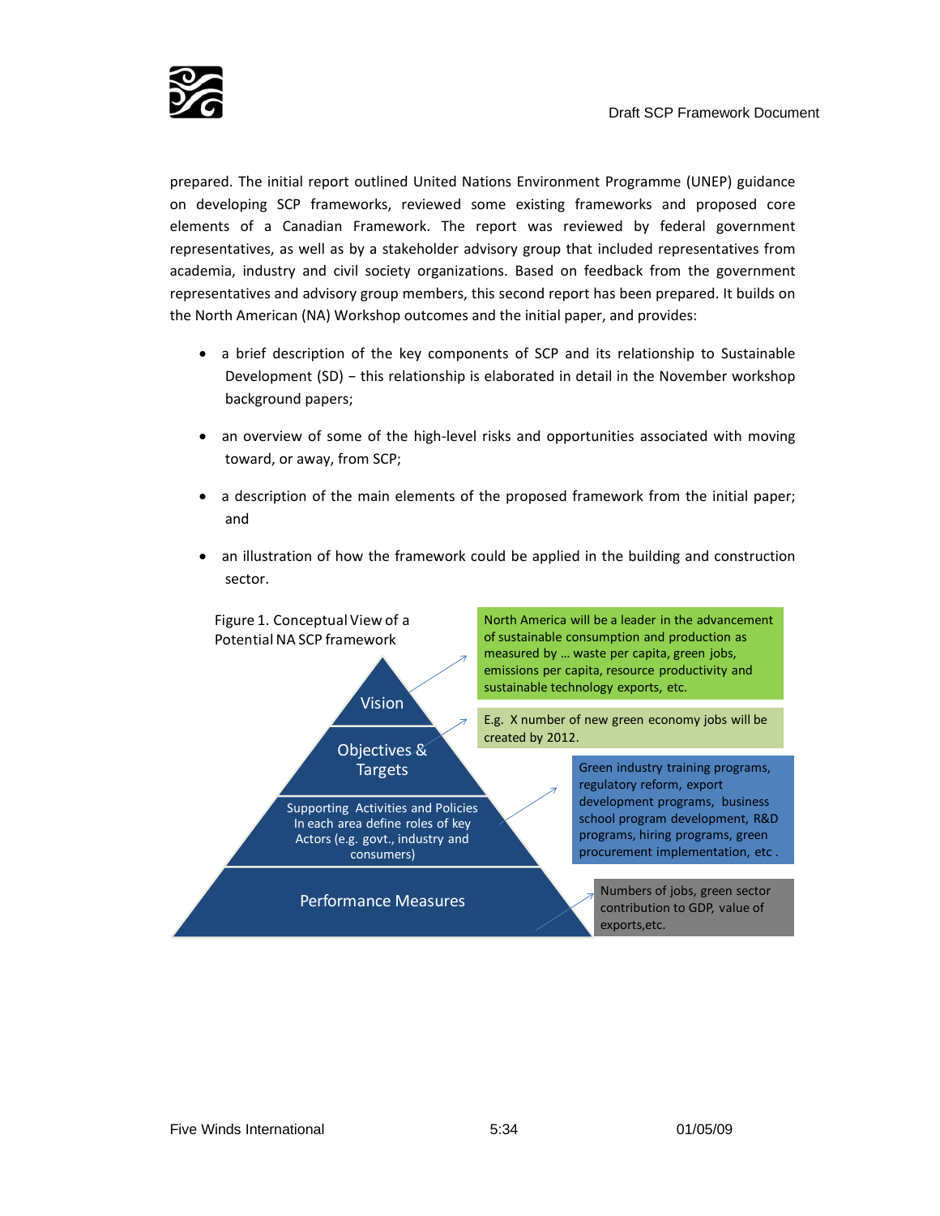prepared. The initial report outlined United Nations Environment Programme (UNEP) guidance on developing SCP frameworks, reviewed some existing frameworks and proposed core elements of a Canadian Framework. The report was reviewed by federal government representatives, as well as by a stakeholder advisory group that included representatives from academia, industry and civil society organizations. Based on feedback from the government representatives and advisory group members, this second report has been prepared. It builds on the North American (NA) Workshop outcomes and the initial paper, and provides:

- a brief description of the key components of SCP and its relationship to Sustainable Development (SD) – this relationship is elaborated in detail in the November workshop background papers;
- an overview of some of the high-level risks and opportunities associated with moving toward, or away, from SCP;
- a description of the main elements of the proposed framework from the initial paper; and
- an illustration of how the framework could be applied in the building and construction sector.

Figure 1. Conceptual View of a Potential NA SCP framework

- **Vision** → North America will be a leader in the advancement of sustainable consumption and production as measured by … waste per capita, green jobs, emissions per capita, resource productivity and sustainable technology exports, etc.
- **Objectives & Targets** → E.g. X number of new green economy jobs will be created by 2012.
- **Supporting Activities and Policies** In each area define roles of key Actors (e.g. govt., industry and consumers) → Green industry training programs, regulatory reform, export development programs, business school program development, R&D programs, hiring programs, green procurement implementation, etc .
- **Performance Measures** → Numbers of jobs, green sector contribution to GDP, value of exports,etc.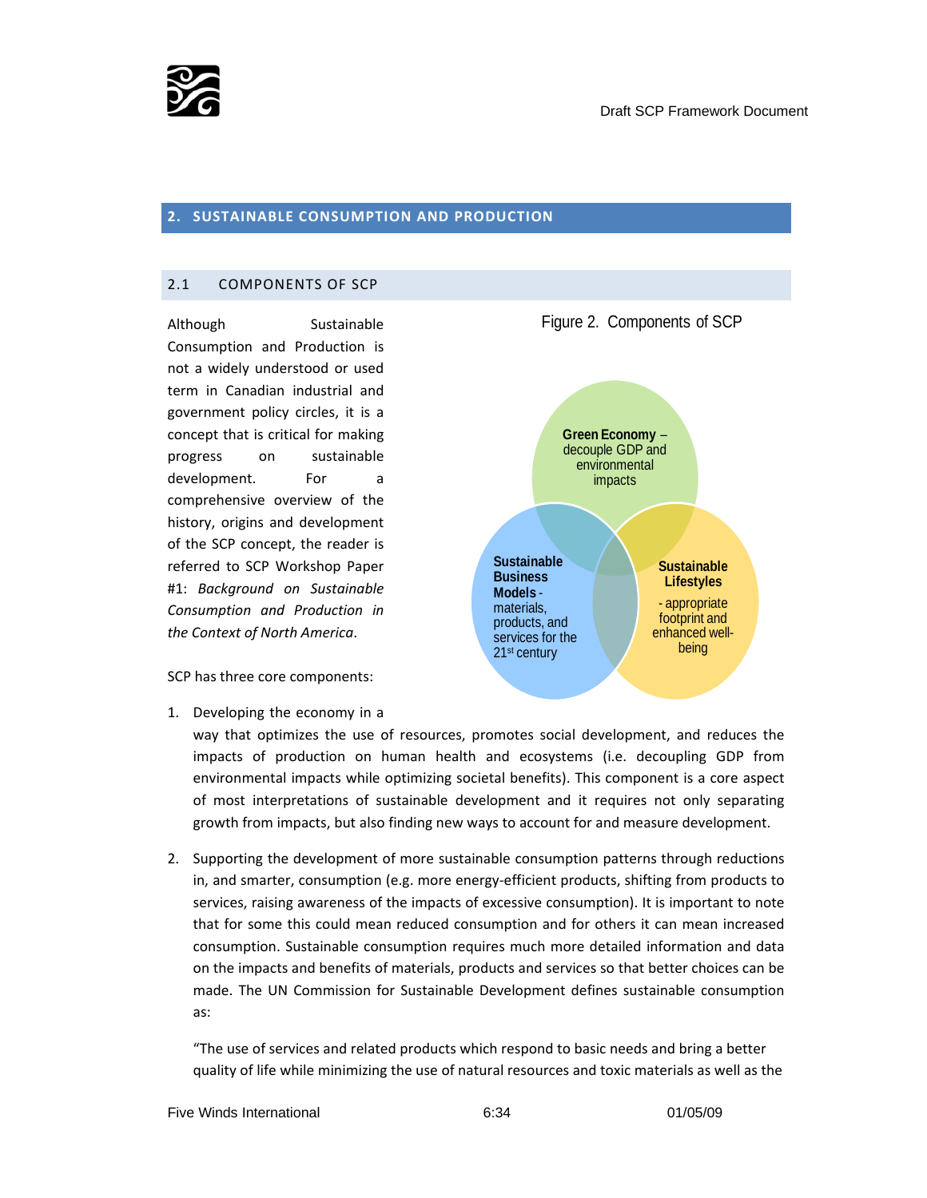## 2. SUSTAINABLE CONSUMPTION AND PRODUCTION

### 2.1 COMPONENTS OF SCP

Although Sustainable Consumption and Production is not a widely understood or used term in Canadian industrial and government policy circles, it is a concept that is critical for making progress on sustainable development. For a comprehensive overview of the history, origins and development of the SCP concept, the reader is referred to SCP Workshop Paper #1: *Background on Sustainable Consumption and Production in the Context of North America*.

Figure 2. Components of SCP

**Green Economy** – decouple GDP and environmental impacts

**Sustainable Business Models** - materials, products, and services for the 21st century

**Sustainable Lifestyles** - appropriate footprint and enhanced well-being

SCP has three core components:

1. Developing the economy in a way that optimizes the use of resources, promotes social development, and reduces the impacts of production on human health and ecosystems (i.e. decoupling GDP from environmental impacts while optimizing societal benefits). This component is a core aspect of most interpretations of sustainable development and it requires not only separating growth from impacts, but also finding new ways to account for and measure development.

2. Supporting the development of more sustainable consumption patterns through reductions in, and smarter, consumption (e.g. more energy-efficient products, shifting from products to services, raising awareness of the impacts of excessive consumption). It is important to note that for some this could mean reduced consumption and for others it can mean increased consumption. Sustainable consumption requires much more detailed information and data on the impacts and benefits of materials, products and services so that better choices can be made. The UN Commission for Sustainable Development defines sustainable consumption as:

   "The use of services and related products which respond to basic needs and bring a better quality of life while minimizing the use of natural resources and toxic materials as well as the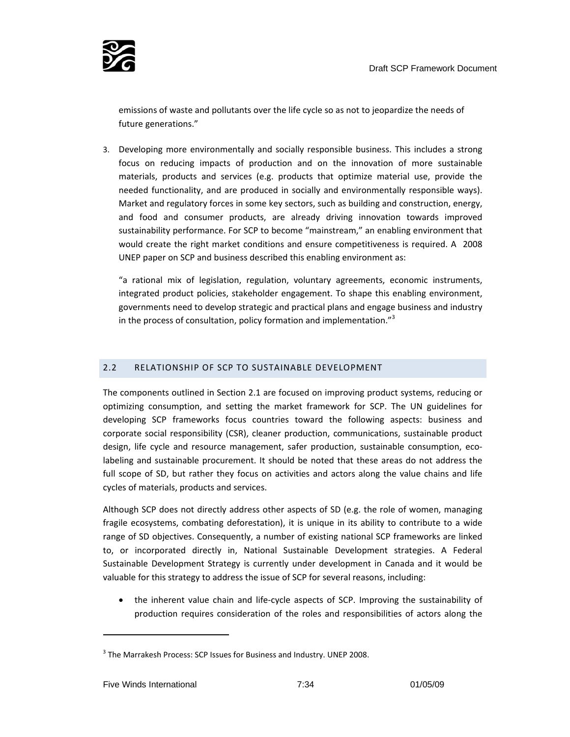emissions of waste and pollutants over the life cycle so as not to jeopardize the needs of future generations."

3. Developing more environmentally and socially responsible business. This includes a strong focus on reducing impacts of production and on the innovation of more sustainable materials, products and services (e.g. products that optimize material use, provide the needed functionality, and are produced in socially and environmentally responsible ways). Market and regulatory forces in some key sectors, such as building and construction, energy, and food and consumer products, are already driving innovation towards improved sustainability performance. For SCP to become "mainstream," an enabling environment that would create the right market conditions and ensure competitiveness is required. A 2008 UNEP paper on SCP and business described this enabling environment as:

   "a rational mix of legislation, regulation, voluntary agreements, economic instruments, integrated product policies, stakeholder engagement. To shape this enabling environment, governments need to develop strategic and practical plans and engage business and industry in the process of consultation, policy formation and implementation."[3]

## 2.2 RELATIONSHIP OF SCP TO SUSTAINABLE DEVELOPMENT

The components outlined in Section 2.1 are focused on improving product systems, reducing or optimizing consumption, and setting the market framework for SCP. The UN guidelines for developing SCP frameworks focus countries toward the following aspects: business and corporate social responsibility (CSR), cleaner production, communications, sustainable product design, life cycle and resource management, safer production, sustainable consumption, eco-labeling and sustainable procurement. It should be noted that these areas do not address the full scope of SD, but rather they focus on activities and actors along the value chains and life cycles of materials, products and services.

Although SCP does not directly address other aspects of SD (e.g. the role of women, managing fragile ecosystems, combating deforestation), it is unique in its ability to contribute to a wide range of SD objectives. Consequently, a number of existing national SCP frameworks are linked to, or incorporated directly in, National Sustainable Development strategies. A Federal Sustainable Development Strategy is currently under development in Canada and it would be valuable for this strategy to address the issue of SCP for several reasons, including:

- the inherent value chain and life-cycle aspects of SCP. Improving the sustainability of production requires consideration of the roles and responsibilities of actors along the

[3] The Marrakesh Process: SCP Issues for Business and Industry. UNEP 2008.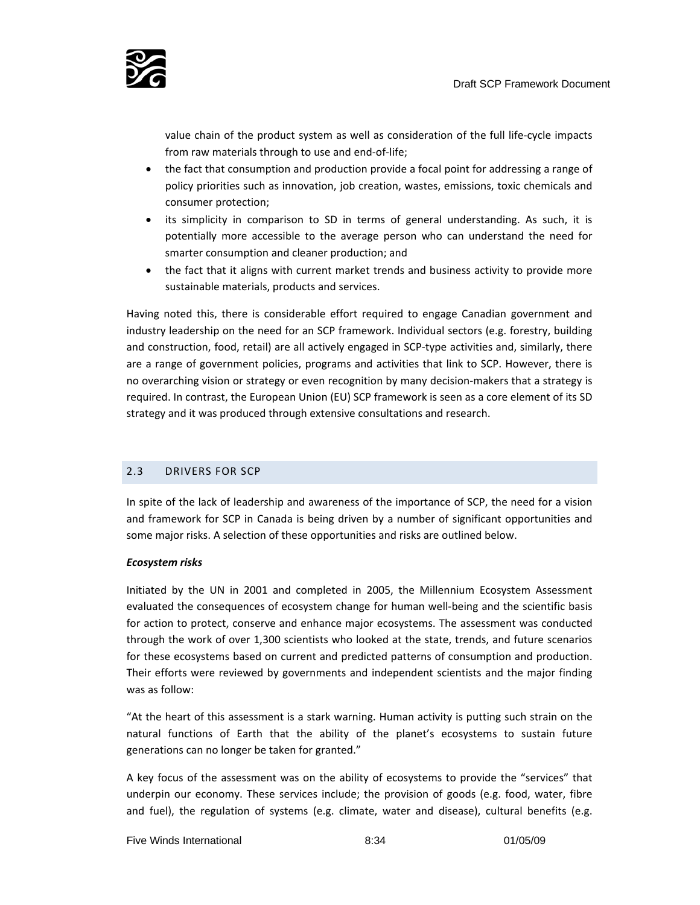value chain of the product system as well as consideration of the full life-cycle impacts from raw materials through to use and end-of-life;

- the fact that consumption and production provide a focal point for addressing a range of policy priorities such as innovation, job creation, wastes, emissions, toxic chemicals and consumer protection;
- its simplicity in comparison to SD in terms of general understanding. As such, it is potentially more accessible to the average person who can understand the need for smarter consumption and cleaner production; and
- the fact that it aligns with current market trends and business activity to provide more sustainable materials, products and services.

Having noted this, there is considerable effort required to engage Canadian government and industry leadership on the need for an SCP framework. Individual sectors (e.g. forestry, building and construction, food, retail) are all actively engaged in SCP-type activities and, similarly, there are a range of government policies, programs and activities that link to SCP. However, there is no overarching vision or strategy or even recognition by many decision-makers that a strategy is required. In contrast, the European Union (EU) SCP framework is seen as a core element of its SD strategy and it was produced through extensive consultations and research.

## 2.3 DRIVERS FOR SCP

In spite of the lack of leadership and awareness of the importance of SCP, the need for a vision and framework for SCP in Canada is being driven by a number of significant opportunities and some major risks. A selection of these opportunities and risks are outlined below.

***Ecosystem risks***

Initiated by the UN in 2001 and completed in 2005, the Millennium Ecosystem Assessment evaluated the consequences of ecosystem change for human well-being and the scientific basis for action to protect, conserve and enhance major ecosystems. The assessment was conducted through the work of over 1,300 scientists who looked at the state, trends, and future scenarios for these ecosystems based on current and predicted patterns of consumption and production. Their efforts were reviewed by governments and independent scientists and the major finding was as follow:

"At the heart of this assessment is a stark warning. Human activity is putting such strain on the natural functions of Earth that the ability of the planet's ecosystems to sustain future generations can no longer be taken for granted."

A key focus of the assessment was on the ability of ecosystems to provide the "services" that underpin our economy. These services include; the provision of goods (e.g. food, water, fibre and fuel), the regulation of systems (e.g. climate, water and disease), cultural benefits (e.g.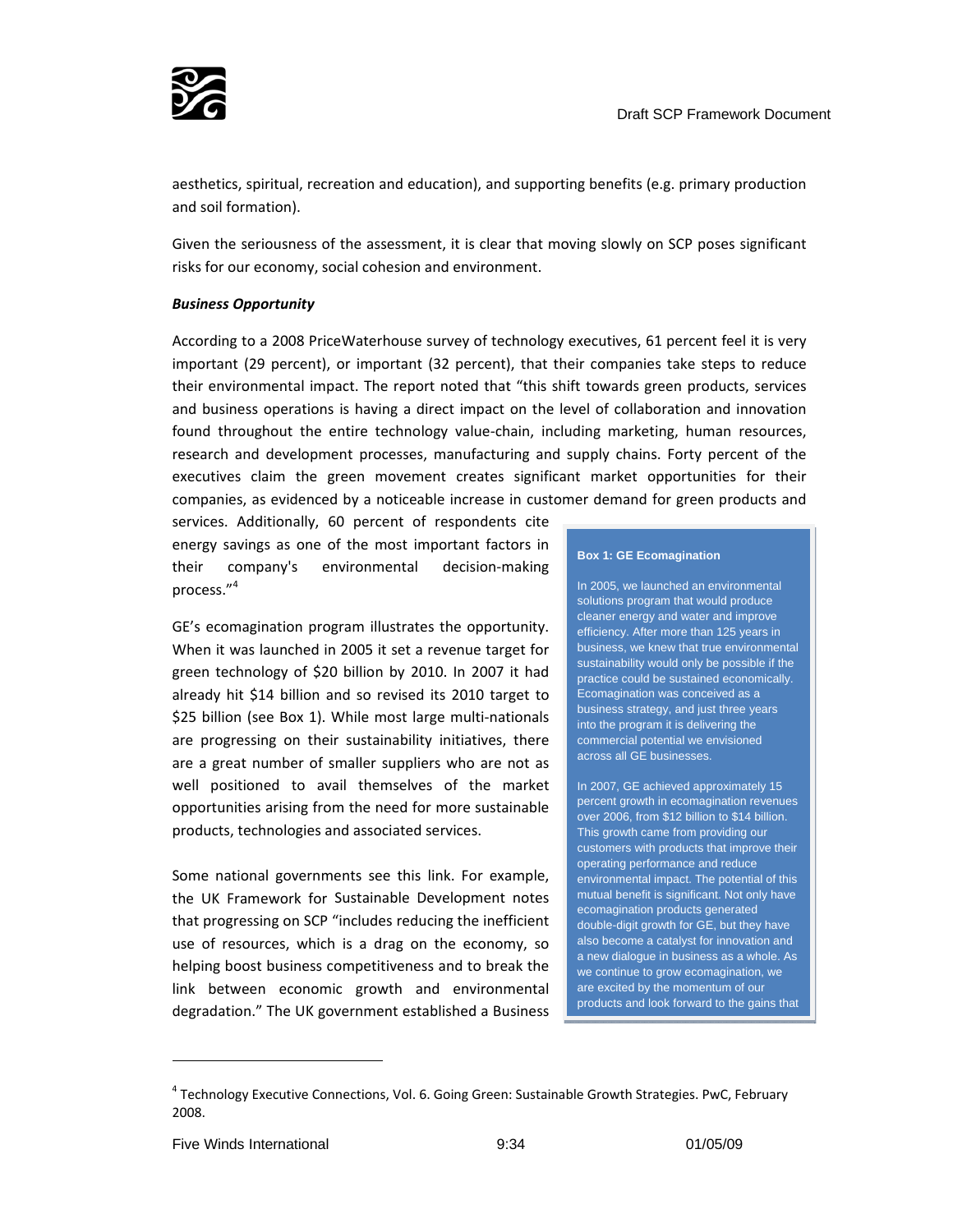aesthetics, spiritual, recreation and education), and supporting benefits (e.g. primary production and soil formation).

Given the seriousness of the assessment, it is clear that moving slowly on SCP poses significant risks for our economy, social cohesion and environment.

***Business Opportunity***

According to a 2008 PriceWaterhouse survey of technology executives, 61 percent feel it is very important (29 percent), or important (32 percent), that their companies take steps to reduce their environmental impact. The report noted that "this shift towards green products, services and business operations is having a direct impact on the level of collaboration and innovation found throughout the entire technology value-chain, including marketing, human resources, research and development processes, manufacturing and supply chains. Forty percent of the executives claim the green movement creates significant market opportunities for their companies, as evidenced by a noticeable increase in customer demand for green products and services. Additionally, 60 percent of respondents cite energy savings as one of the most important factors in their company's environmental decision-making process."[4]

GE's ecomagination program illustrates the opportunity. When it was launched in 2005 it set a revenue target for green technology of $20 billion by 2010. In 2007 it had already hit $14 billion and so revised its 2010 target to $25 billion (see Box 1). While most large multi-nationals are progressing on their sustainability initiatives, there are a great number of smaller suppliers who are not as well positioned to avail themselves of the market opportunities arising from the need for more sustainable products, technologies and associated services.

Some national governments see this link. For example, the UK Framework for Sustainable Development notes that progressing on SCP "includes reducing the inefficient use of resources, which is a drag on the economy, so helping boost business competitiveness and to break the link between economic growth and environmental degradation." The UK government established a Business

> **Box 1: GE Ecomagination**
>
> In 2005, we launched an environmental solutions program that would produce cleaner energy and water and improve efficiency. After more than 125 years in business, we knew that true environmental sustainability would only be possible if the practice could be sustained economically. Ecomagination was conceived as a business strategy, and just three years into the program it is delivering the commercial potential we envisioned across all GE businesses.
>
> In 2007, GE achieved approximately 15 percent growth in ecomagination revenues over 2006, from $12 billion to $14 billion. This growth came from providing our customers with products that improve their operating performance and reduce environmental impact. The potential of this mutual benefit is significant. Not only have ecomagination products generated double-digit growth for GE, but they have also become a catalyst for innovation and a new dialogue in business as a whole. As we continue to grow ecomagination, we are excited by the momentum of our products and look forward to the gains that

[4] Technology Executive Connections, Vol. 6. Going Green: Sustainable Growth Strategies. PwC, February 2008.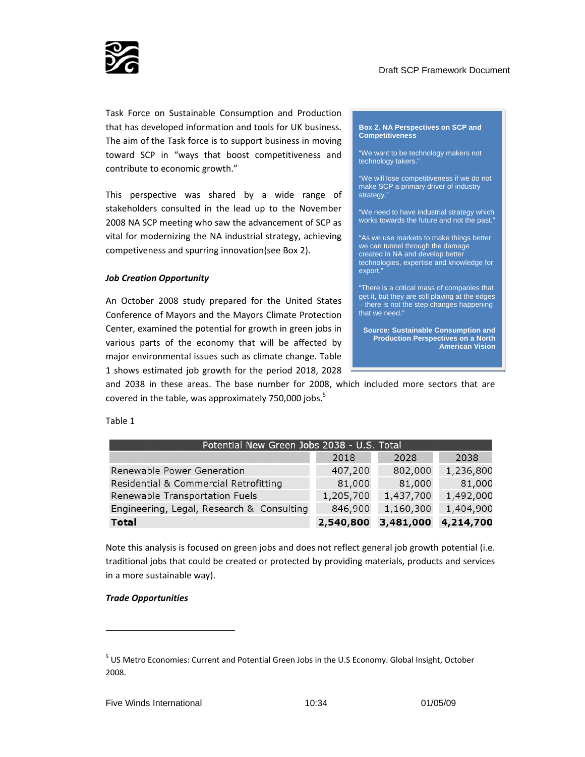Task Force on Sustainable Consumption and Production that has developed information and tools for UK business. The aim of the Task force is to support business in moving toward SCP in "ways that boost competitiveness and contribute to economic growth."

This perspective was shared by a wide range of stakeholders consulted in the lead up to the November 2008 NA SCP meeting who saw the advancement of SCP as vital for modernizing the NA industrial strategy, achieving competiveness and spurring innovation(see Box 2).

> **Box 2. NA Perspectives on SCP and Competitiveness**
>
> "We want to be technology makers not technology takers."
>
> "We will lose competitiveness if we do not make SCP a primary driver of industry strategy."
>
> "We need to have industrial strategy which works towards the future and not the past."
>
> "As we use markets to make things better we can tunnel through the damage created in NA and develop better technologies, expertise and knowledge for export."
>
> "There is a critical mass of companies that get it, but they are still playing at the edges – there is not the step changes happening that we need."
>
> **Source: Sustainable Consumption and Production Perspectives on a North American Vision**

***Job Creation Opportunity***

An October 2008 study prepared for the United States Conference of Mayors and the Mayors Climate Protection Center, examined the potential for growth in green jobs in various parts of the economy that will be affected by major environmental issues such as climate change. Table 1 shows estimated job growth for the period 2018, 2028 and 2038 in these areas. The base number for 2008, which included more sectors that are covered in the table, was approximately 750,000 jobs.[5]

Table 1

| Potential New Green Jobs 2038 - U.S. Total | | | |
|---|---|---|---|
| | 2018 | 2028 | 2038 |
| Renewable Power Generation | 407,200 | 802,000 | 1,236,800 |
| Residential & Commercial Retrofitting | 81,000 | 81,000 | 81,000 |
| Renewable Transportation Fuels | 1,205,700 | 1,437,700 | 1,492,000 |
| Engineering, Legal, Research & Consulting | 846,900 | 1,160,300 | 1,404,900 |
| **Total** | **2,540,800** | **3,481,000** | **4,214,700** |

Note this analysis is focused on green jobs and does not reflect general job growth potential (i.e. traditional jobs that could be created or protected by providing materials, products and services in a more sustainable way).

***Trade Opportunities***

---

[5] US Metro Economies: Current and Potential Green Jobs in the U.S Economy. Global Insight, October 2008.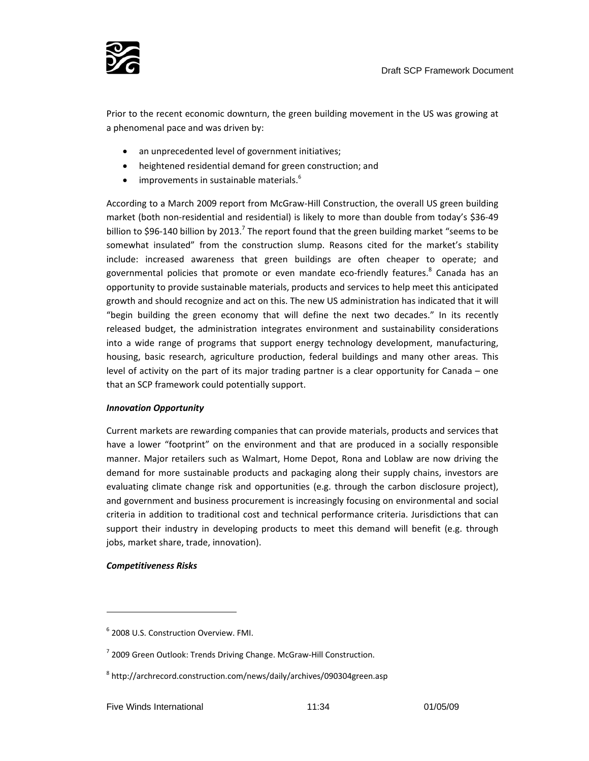Prior to the recent economic downturn, the green building movement in the US was growing at a phenomenal pace and was driven by:

- an unprecedented level of government initiatives;
- heightened residential demand for green construction; and
- improvements in sustainable materials.[6]

According to a March 2009 report from McGraw-Hill Construction, the overall US green building market (both non-residential and residential) is likely to more than double from today's $36-49 billion to $96-140 billion by 2013.[7] The report found that the green building market "seems to be somewhat insulated" from the construction slump. Reasons cited for the market's stability include: increased awareness that green buildings are often cheaper to operate; and governmental policies that promote or even mandate eco-friendly features.[8] Canada has an opportunity to provide sustainable materials, products and services to help meet this anticipated growth and should recognize and act on this. The new US administration has indicated that it will "begin building the green economy that will define the next two decades." In its recently released budget, the administration integrates environment and sustainability considerations into a wide range of programs that support energy technology development, manufacturing, housing, basic research, agriculture production, federal buildings and many other areas. This level of activity on the part of its major trading partner is a clear opportunity for Canada – one that an SCP framework could potentially support.

***Innovation Opportunity***

Current markets are rewarding companies that can provide materials, products and services that have a lower "footprint" on the environment and that are produced in a socially responsible manner. Major retailers such as Walmart, Home Depot, Rona and Loblaw are now driving the demand for more sustainable products and packaging along their supply chains, investors are evaluating climate change risk and opportunities (e.g. through the carbon disclosure project), and government and business procurement is increasingly focusing on environmental and social criteria in addition to traditional cost and technical performance criteria. Jurisdictions that can support their industry in developing products to meet this demand will benefit (e.g. through jobs, market share, trade, innovation).

***Competitiveness Risks***

---

[6] 2008 U.S. Construction Overview. FMI.

[7] 2009 Green Outlook: Trends Driving Change. McGraw-Hill Construction.

[8] http://archrecord.construction.com/news/daily/archives/090304green.asp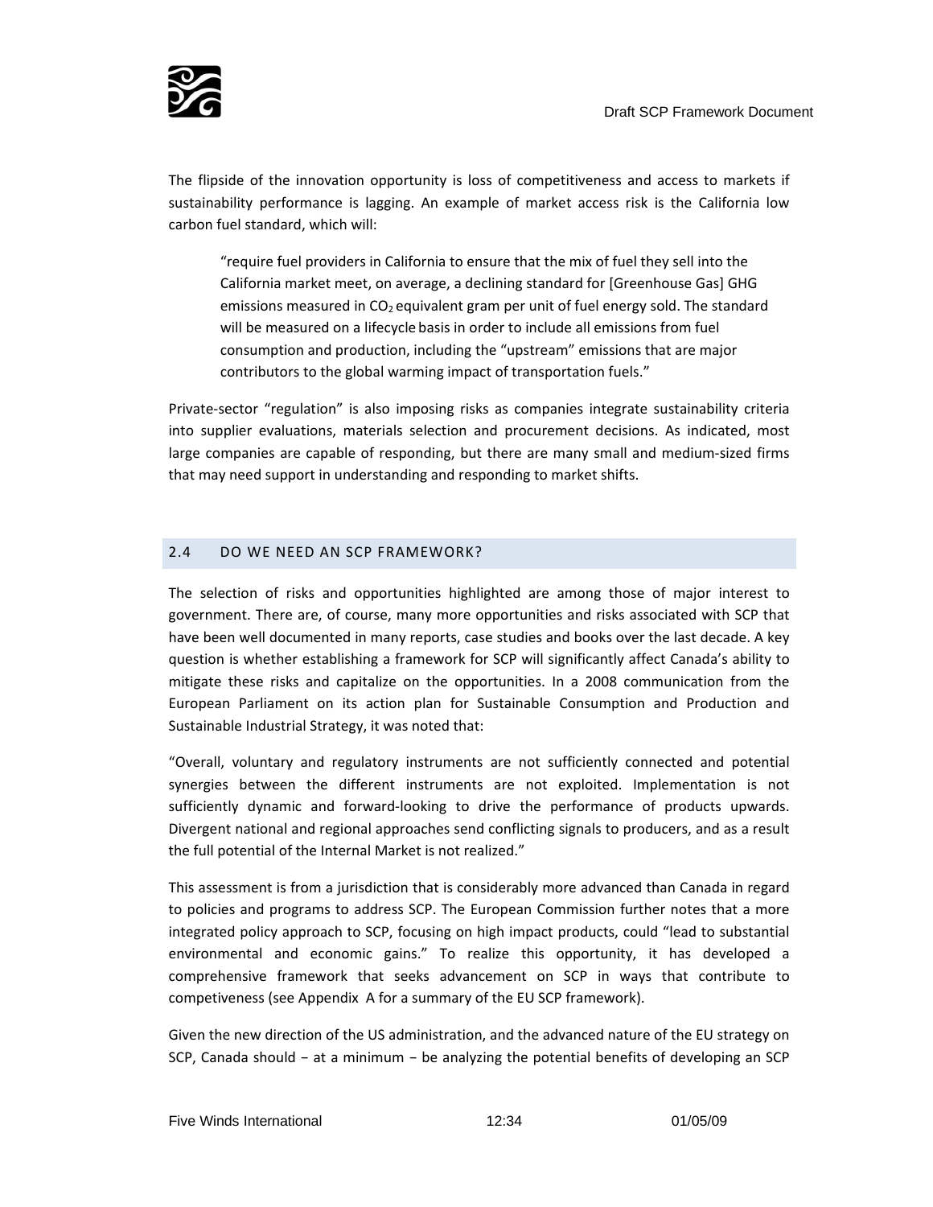The flipside of the innovation opportunity is loss of competitiveness and access to markets if sustainability performance is lagging. An example of market access risk is the California low carbon fuel standard, which will:

> "require fuel providers in California to ensure that the mix of fuel they sell into the California market meet, on average, a declining standard for [Greenhouse Gas] GHG emissions measured in $CO_2$ equivalent gram per unit of fuel energy sold. The standard will be measured on a lifecycle basis in order to include all emissions from fuel consumption and production, including the "upstream" emissions that are major contributors to the global warming impact of transportation fuels."

Private-sector "regulation" is also imposing risks as companies integrate sustainability criteria into supplier evaluations, materials selection and procurement decisions. As indicated, most large companies are capable of responding, but there are many small and medium-sized firms that may need support in understanding and responding to market shifts.

## 2.4 DO WE NEED AN SCP FRAMEWORK?

The selection of risks and opportunities highlighted are among those of major interest to government. There are, of course, many more opportunities and risks associated with SCP that have been well documented in many reports, case studies and books over the last decade. A key question is whether establishing a framework for SCP will significantly affect Canada's ability to mitigate these risks and capitalize on the opportunities. In a 2008 communication from the European Parliament on its action plan for Sustainable Consumption and Production and Sustainable Industrial Strategy, it was noted that:

"Overall, voluntary and regulatory instruments are not sufficiently connected and potential synergies between the different instruments are not exploited. Implementation is not sufficiently dynamic and forward-looking to drive the performance of products upwards. Divergent national and regional approaches send conflicting signals to producers, and as a result the full potential of the Internal Market is not realized."

This assessment is from a jurisdiction that is considerably more advanced than Canada in regard to policies and programs to address SCP. The European Commission further notes that a more integrated policy approach to SCP, focusing on high impact products, could "lead to substantial environmental and economic gains." To realize this opportunity, it has developed a comprehensive framework that seeks advancement on SCP in ways that contribute to competiveness (see Appendix A for a summary of the EU SCP framework).

Given the new direction of the US administration, and the advanced nature of the EU strategy on SCP, Canada should − at a minimum − be analyzing the potential benefits of developing an SCP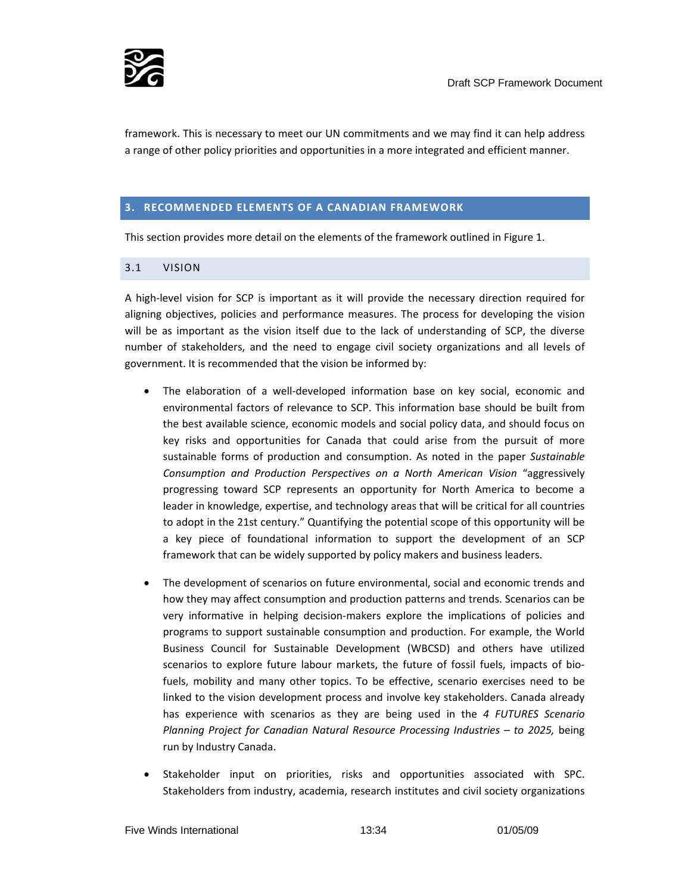framework. This is necessary to meet our UN commitments and we may find it can help address a range of other policy priorities and opportunities in a more integrated and efficient manner.

## 3. RECOMMENDED ELEMENTS OF A CANADIAN FRAMEWORK

This section provides more detail on the elements of the framework outlined in Figure 1.

### 3.1 VISION

A high-level vision for SCP is important as it will provide the necessary direction required for aligning objectives, policies and performance measures. The process for developing the vision will be as important as the vision itself due to the lack of understanding of SCP, the diverse number of stakeholders, and the need to engage civil society organizations and all levels of government. It is recommended that the vision be informed by:

- The elaboration of a well-developed information base on key social, economic and environmental factors of relevance to SCP. This information base should be built from the best available science, economic models and social policy data, and should focus on key risks and opportunities for Canada that could arise from the pursuit of more sustainable forms of production and consumption. As noted in the paper *Sustainable Consumption and Production Perspectives on a North American Vision* "aggressively progressing toward SCP represents an opportunity for North America to become a leader in knowledge, expertise, and technology areas that will be critical for all countries to adopt in the 21st century." Quantifying the potential scope of this opportunity will be a key piece of foundational information to support the development of an SCP framework that can be widely supported by policy makers and business leaders.

- The development of scenarios on future environmental, social and economic trends and how they may affect consumption and production patterns and trends. Scenarios can be very informative in helping decision-makers explore the implications of policies and programs to support sustainable consumption and production. For example, the World Business Council for Sustainable Development (WBCSD) and others have utilized scenarios to explore future labour markets, the future of fossil fuels, impacts of bio-fuels, mobility and many other topics. To be effective, scenario exercises need to be linked to the vision development process and involve key stakeholders. Canada already has experience with scenarios as they are being used in the *4 FUTURES Scenario Planning Project for Canadian Natural Resource Processing Industries – to 2025,* being run by Industry Canada.

- Stakeholder input on priorities, risks and opportunities associated with SPC. Stakeholders from industry, academia, research institutes and civil society organizations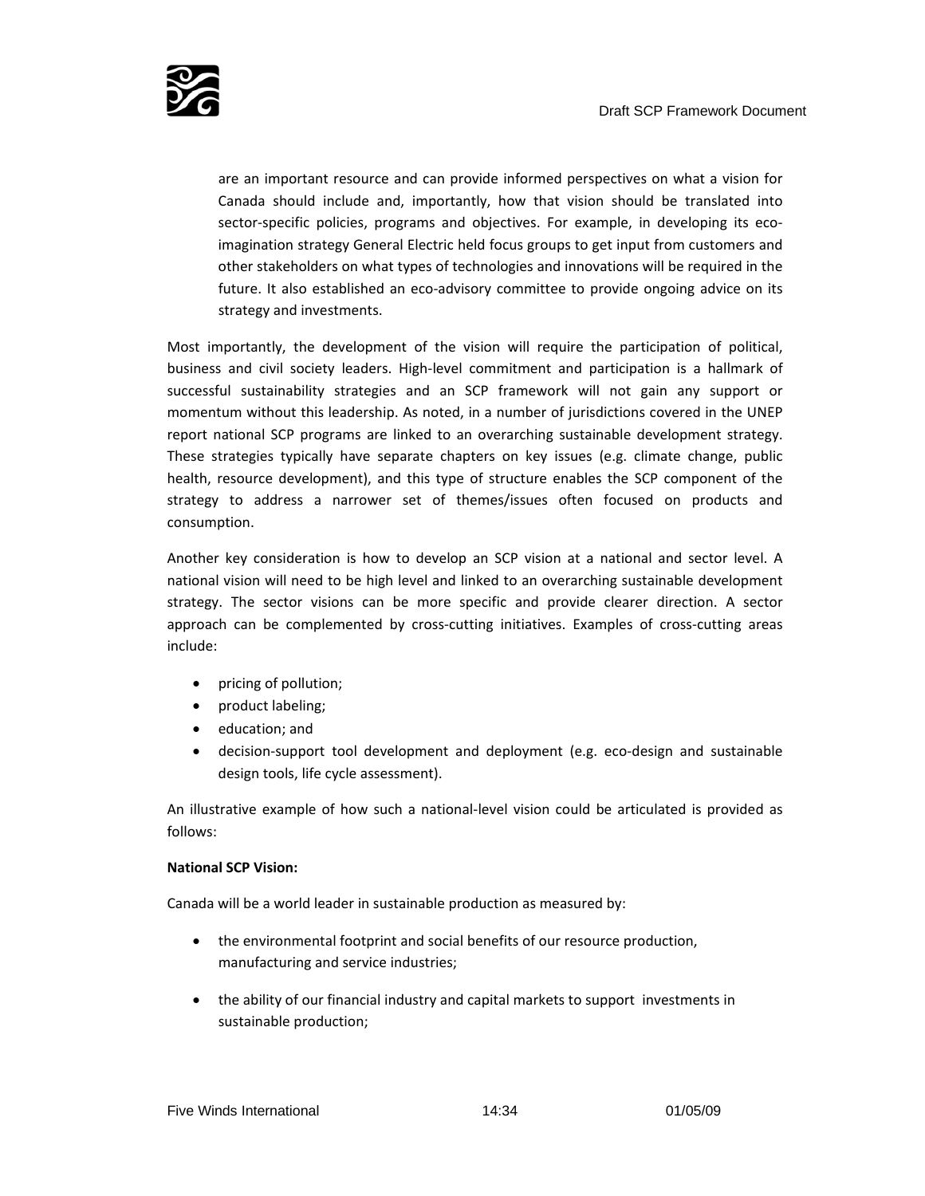are an important resource and can provide informed perspectives on what a vision for Canada should include and, importantly, how that vision should be translated into sector-specific policies, programs and objectives. For example, in developing its eco-imagination strategy General Electric held focus groups to get input from customers and other stakeholders on what types of technologies and innovations will be required in the future. It also established an eco-advisory committee to provide ongoing advice on its strategy and investments.

Most importantly, the development of the vision will require the participation of political, business and civil society leaders. High-level commitment and participation is a hallmark of successful sustainability strategies and an SCP framework will not gain any support or momentum without this leadership. As noted, in a number of jurisdictions covered in the UNEP report national SCP programs are linked to an overarching sustainable development strategy. These strategies typically have separate chapters on key issues (e.g. climate change, public health, resource development), and this type of structure enables the SCP component of the strategy to address a narrower set of themes/issues often focused on products and consumption.

Another key consideration is how to develop an SCP vision at a national and sector level. A national vision will need to be high level and linked to an overarching sustainable development strategy. The sector visions can be more specific and provide clearer direction. A sector approach can be complemented by cross-cutting initiatives. Examples of cross-cutting areas include:

- pricing of pollution;
- product labeling;
- education; and
- decision-support tool development and deployment (e.g. eco-design and sustainable design tools, life cycle assessment).

An illustrative example of how such a national-level vision could be articulated is provided as follows:

**National SCP Vision:**

Canada will be a world leader in sustainable production as measured by:

- the environmental footprint and social benefits of our resource production, manufacturing and service industries;
- the ability of our financial industry and capital markets to support investments in sustainable production;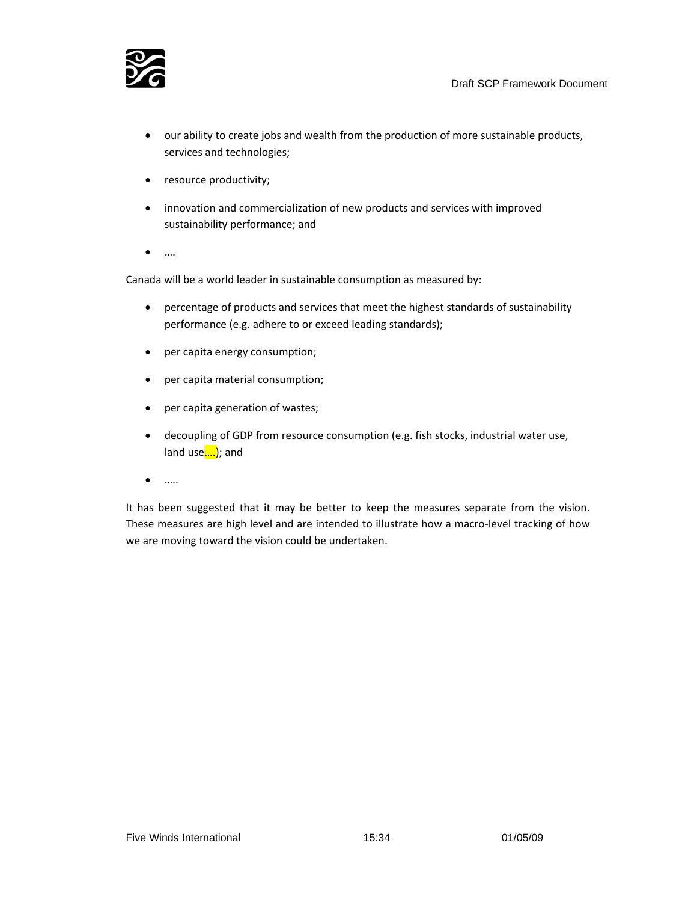- our ability to create jobs and wealth from the production of more sustainable products, services and technologies;
- resource productivity;
- innovation and commercialization of new products and services with improved sustainability performance; and
- ….

Canada will be a world leader in sustainable consumption as measured by:

- percentage of products and services that meet the highest standards of sustainability performance (e.g. adhere to or exceed leading standards);
- per capita energy consumption;
- per capita material consumption;
- per capita generation of wastes;
- decoupling of GDP from resource consumption (e.g. fish stocks, industrial water use, land use….); and
- …..

It has been suggested that it may be better to keep the measures separate from the vision. These measures are high level and are intended to illustrate how a macro-level tracking of how we are moving toward the vision could be undertaken.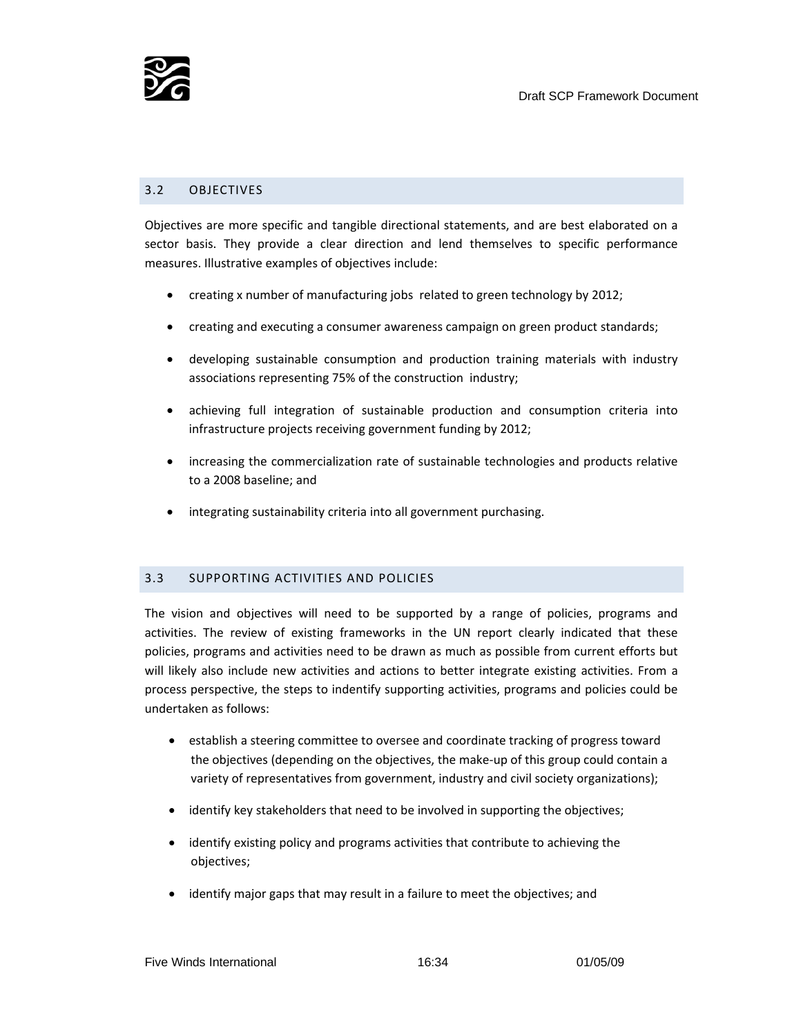## 3.2 OBJECTIVES

Objectives are more specific and tangible directional statements, and are best elaborated on a sector basis. They provide a clear direction and lend themselves to specific performance measures. Illustrative examples of objectives include:

- creating x number of manufacturing jobs related to green technology by 2012;
- creating and executing a consumer awareness campaign on green product standards;
- developing sustainable consumption and production training materials with industry associations representing 75% of the construction industry;
- achieving full integration of sustainable production and consumption criteria into infrastructure projects receiving government funding by 2012;
- increasing the commercialization rate of sustainable technologies and products relative to a 2008 baseline; and
- integrating sustainability criteria into all government purchasing.

## 3.3 SUPPORTING ACTIVITIES AND POLICIES

The vision and objectives will need to be supported by a range of policies, programs and activities. The review of existing frameworks in the UN report clearly indicated that these policies, programs and activities need to be drawn as much as possible from current efforts but will likely also include new activities and actions to better integrate existing activities. From a process perspective, the steps to indentify supporting activities, programs and policies could be undertaken as follows:

- establish a steering committee to oversee and coordinate tracking of progress toward the objectives (depending on the objectives, the make-up of this group could contain a variety of representatives from government, industry and civil society organizations);
- identify key stakeholders that need to be involved in supporting the objectives;
- identify existing policy and programs activities that contribute to achieving the objectives;
- identify major gaps that may result in a failure to meet the objectives; and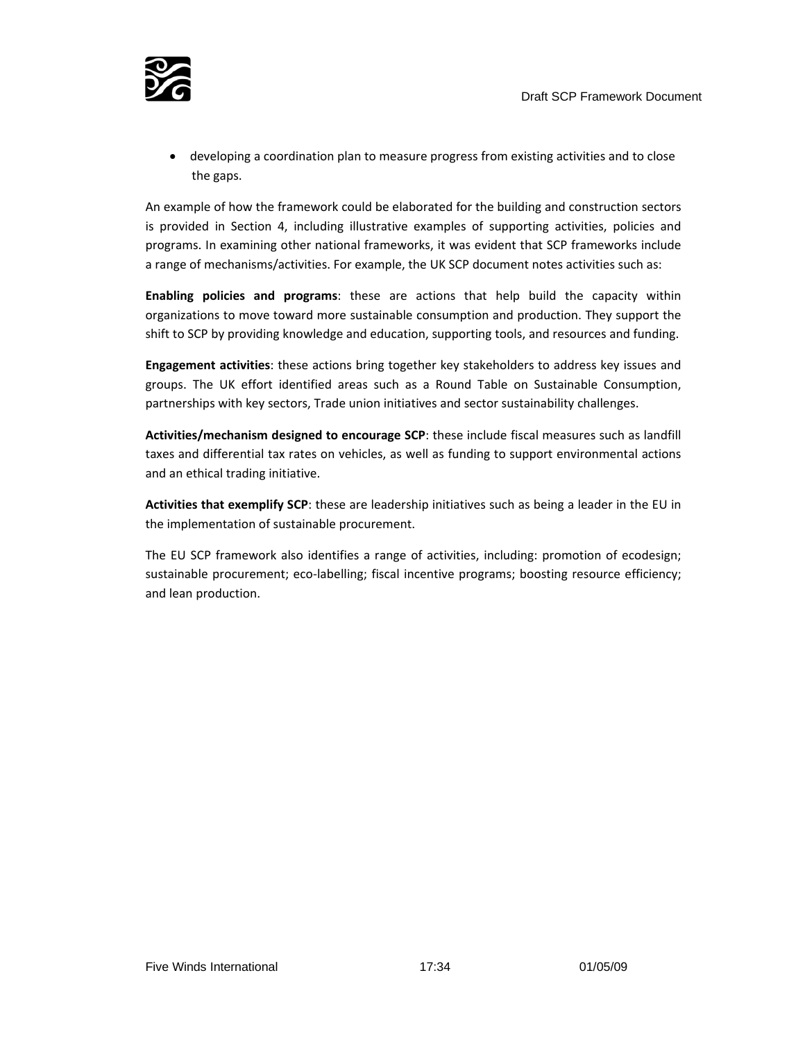- developing a coordination plan to measure progress from existing activities and to close the gaps.

An example of how the framework could be elaborated for the building and construction sectors is provided in Section 4, including illustrative examples of supporting activities, policies and programs. In examining other national frameworks, it was evident that SCP frameworks include a range of mechanisms/activities. For example, the UK SCP document notes activities such as:

**Enabling policies and programs**: these are actions that help build the capacity within organizations to move toward more sustainable consumption and production. They support the shift to SCP by providing knowledge and education, supporting tools, and resources and funding.

**Engagement activities**: these actions bring together key stakeholders to address key issues and groups. The UK effort identified areas such as a Round Table on Sustainable Consumption, partnerships with key sectors, Trade union initiatives and sector sustainability challenges.

**Activities/mechanism designed to encourage SCP**: these include fiscal measures such as landfill taxes and differential tax rates on vehicles, as well as funding to support environmental actions and an ethical trading initiative.

**Activities that exemplify SCP**: these are leadership initiatives such as being a leader in the EU in the implementation of sustainable procurement.

The EU SCP framework also identifies a range of activities, including: promotion of ecodesign; sustainable procurement; eco-labelling; fiscal incentive programs; boosting resource efficiency; and lean production.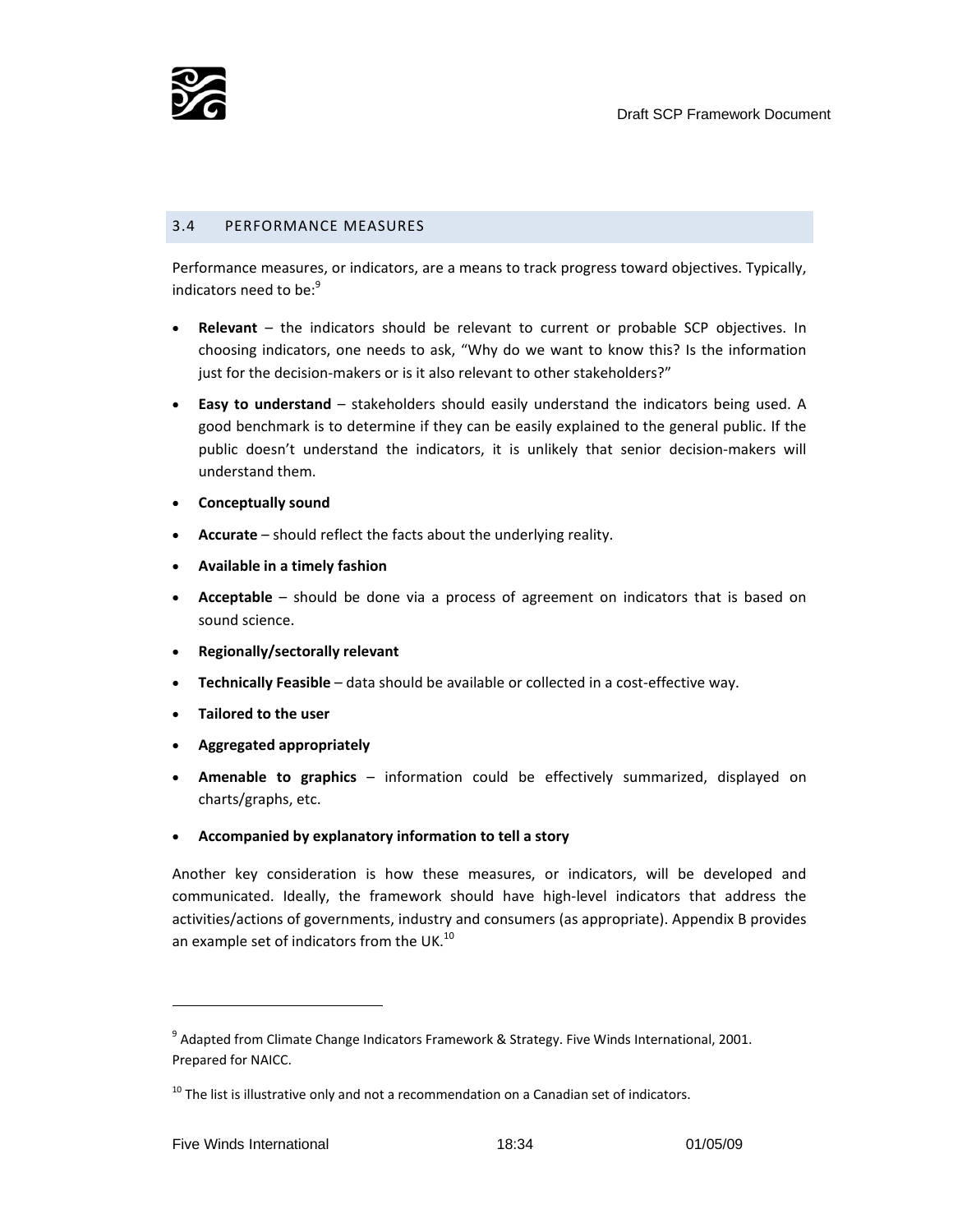### 3.4 PERFORMANCE MEASURES

Performance measures, or indicators, are a means to track progress toward objectives. Typically, indicators need to be:[9]

- **Relevant** – the indicators should be relevant to current or probable SCP objectives. In choosing indicators, one needs to ask, "Why do we want to know this? Is the information just for the decision-makers or is it also relevant to other stakeholders?"
- **Easy to understand** – stakeholders should easily understand the indicators being used. A good benchmark is to determine if they can be easily explained to the general public. If the public doesn't understand the indicators, it is unlikely that senior decision-makers will understand them.
- **Conceptually sound**
- **Accurate** – should reflect the facts about the underlying reality.
- **Available in a timely fashion**
- **Acceptable** – should be done via a process of agreement on indicators that is based on sound science.
- **Regionally/sectorally relevant**
- **Technically Feasible** – data should be available or collected in a cost-effective way.
- **Tailored to the user**
- **Aggregated appropriately**
- **Amenable to graphics** – information could be effectively summarized, displayed on charts/graphs, etc.
- **Accompanied by explanatory information to tell a story**

Another key consideration is how these measures, or indicators, will be developed and communicated. Ideally, the framework should have high-level indicators that address the activities/actions of governments, industry and consumers (as appropriate). Appendix B provides an example set of indicators from the UK.[10]

---

[9] Adapted from Climate Change Indicators Framework & Strategy. Five Winds International, 2001. Prepared for NAICC.

[10] The list is illustrative only and not a recommendation on a Canadian set of indicators.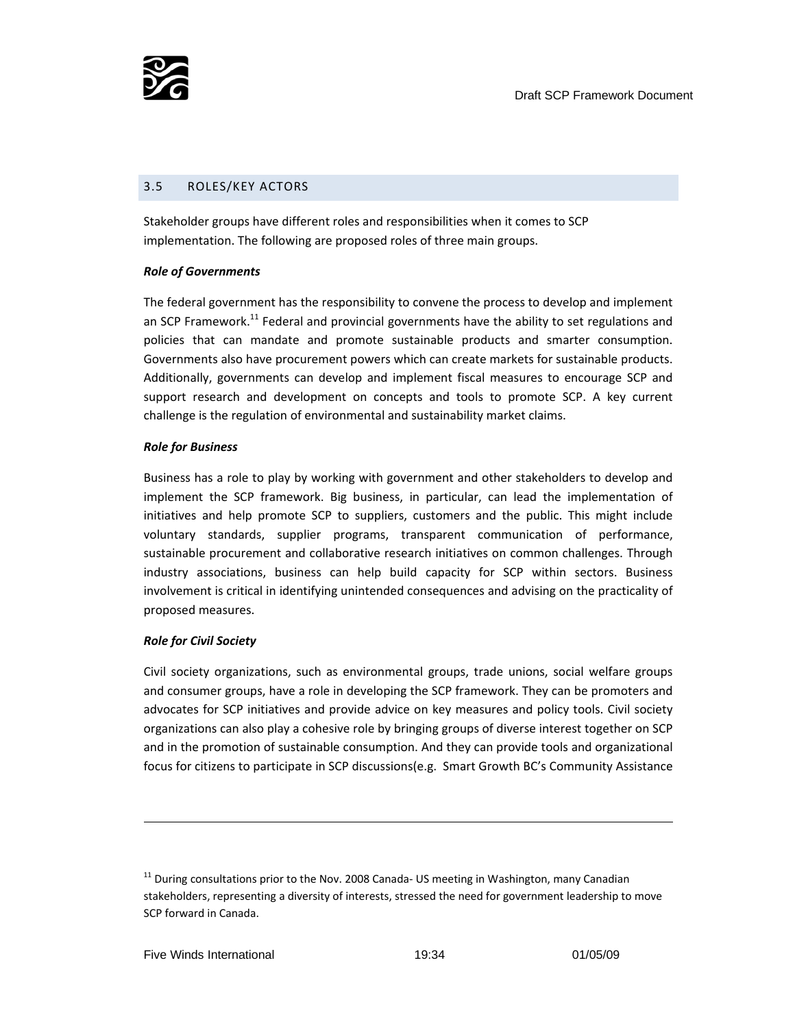## 3.5 ROLES/KEY ACTORS

Stakeholder groups have different roles and responsibilities when it comes to SCP implementation. The following are proposed roles of three main groups.

***Role of Governments***

The federal government has the responsibility to convene the process to develop and implement an SCP Framework.[11] Federal and provincial governments have the ability to set regulations and policies that can mandate and promote sustainable products and smarter consumption. Governments also have procurement powers which can create markets for sustainable products. Additionally, governments can develop and implement fiscal measures to encourage SCP and support research and development on concepts and tools to promote SCP. A key current challenge is the regulation of environmental and sustainability market claims.

***Role for Business***

Business has a role to play by working with government and other stakeholders to develop and implement the SCP framework. Big business, in particular, can lead the implementation of initiatives and help promote SCP to suppliers, customers and the public. This might include voluntary standards, supplier programs, transparent communication of performance, sustainable procurement and collaborative research initiatives on common challenges. Through industry associations, business can help build capacity for SCP within sectors. Business involvement is critical in identifying unintended consequences and advising on the practicality of proposed measures.

***Role for Civil Society***

Civil society organizations, such as environmental groups, trade unions, social welfare groups and consumer groups, have a role in developing the SCP framework. They can be promoters and advocates for SCP initiatives and provide advice on key measures and policy tools. Civil society organizations can also play a cohesive role by bringing groups of diverse interest together on SCP and in the promotion of sustainable consumption. And they can provide tools and organizational focus for citizens to participate in SCP discussions(e.g. Smart Growth BC's Community Assistance

---

[11] During consultations prior to the Nov. 2008 Canada- US meeting in Washington, many Canadian stakeholders, representing a diversity of interests, stressed the need for government leadership to move SCP forward in Canada.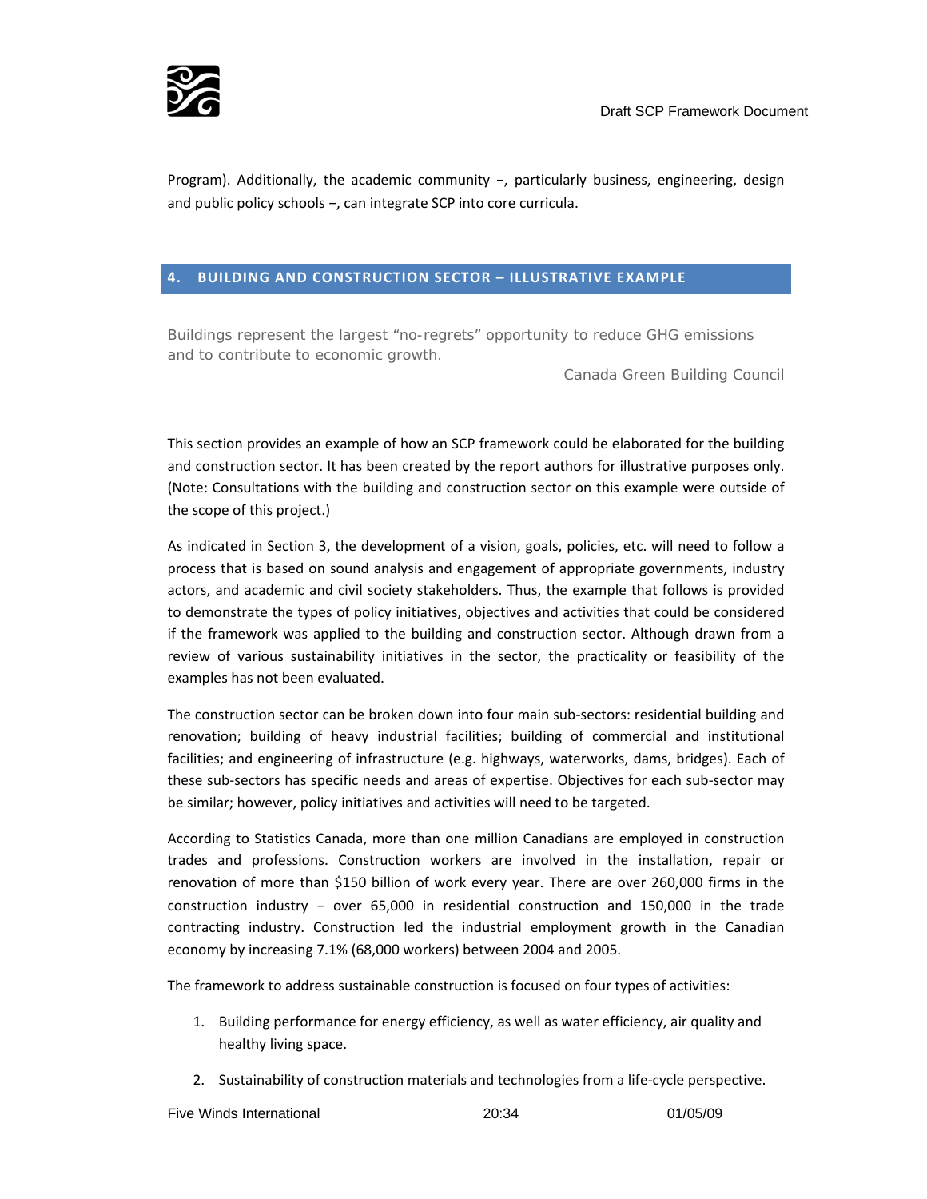Program). Additionally, the academic community −, particularly business, engineering, design and public policy schools −, can integrate SCP into core curricula.

## 4. BUILDING AND CONSTRUCTION SECTOR – ILLUSTRATIVE EXAMPLE

> Buildings represent the largest "no-regrets" opportunity to reduce GHG emissions and to contribute to economic growth.
>
> Canada Green Building Council

This section provides an example of how an SCP framework could be elaborated for the building and construction sector. It has been created by the report authors for illustrative purposes only. (Note: Consultations with the building and construction sector on this example were outside of the scope of this project.)

As indicated in Section 3, the development of a vision, goals, policies, etc. will need to follow a process that is based on sound analysis and engagement of appropriate governments, industry actors, and academic and civil society stakeholders. Thus, the example that follows is provided to demonstrate the types of policy initiatives, objectives and activities that could be considered if the framework was applied to the building and construction sector. Although drawn from a review of various sustainability initiatives in the sector, the practicality or feasibility of the examples has not been evaluated.

The construction sector can be broken down into four main sub-sectors: residential building and renovation; building of heavy industrial facilities; building of commercial and institutional facilities; and engineering of infrastructure (e.g. highways, waterworks, dams, bridges). Each of these sub-sectors has specific needs and areas of expertise. Objectives for each sub-sector may be similar; however, policy initiatives and activities will need to be targeted.

According to Statistics Canada, more than one million Canadians are employed in construction trades and professions. Construction workers are involved in the installation, repair or renovation of more than $150 billion of work every year. There are over 260,000 firms in the construction industry − over 65,000 in residential construction and 150,000 in the trade contracting industry. Construction led the industrial employment growth in the Canadian economy by increasing 7.1% (68,000 workers) between 2004 and 2005.

The framework to address sustainable construction is focused on four types of activities:

1. Building performance for energy efficiency, as well as water efficiency, air quality and healthy living space.
2. Sustainability of construction materials and technologies from a life-cycle perspective.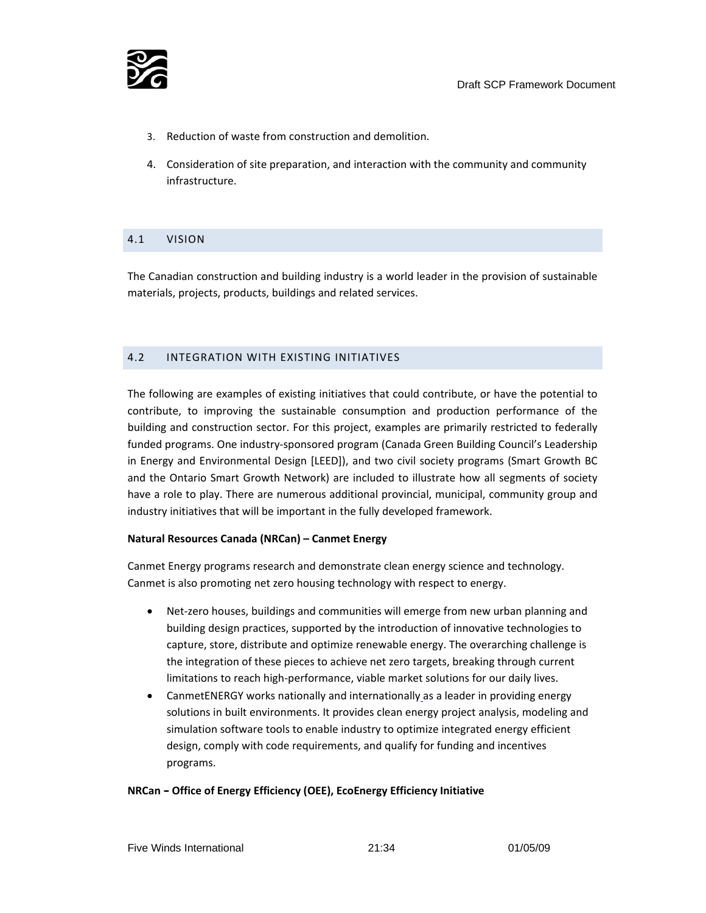3. Reduction of waste from construction and demolition.

4. Consideration of site preparation, and interaction with the community and community infrastructure.

## 4.1 VISION

The Canadian construction and building industry is a world leader in the provision of sustainable materials, projects, products, buildings and related services.

## 4.2 INTEGRATION WITH EXISTING INITIATIVES

The following are examples of existing initiatives that could contribute, or have the potential to contribute, to improving the sustainable consumption and production performance of the building and construction sector. For this project, examples are primarily restricted to federally funded programs. One industry-sponsored program (Canada Green Building Council's Leadership in Energy and Environmental Design [LEED]), and two civil society programs (Smart Growth BC and the Ontario Smart Growth Network) are included to illustrate how all segments of society have a role to play. There are numerous additional provincial, municipal, community group and industry initiatives that will be important in the fully developed framework.

**Natural Resources Canada (NRCan) – Canmet Energy**

Canmet Energy programs research and demonstrate clean energy science and technology. Canmet is also promoting net zero housing technology with respect to energy.

- Net-zero houses, buildings and communities will emerge from new urban planning and building design practices, supported by the introduction of innovative technologies to capture, store, distribute and optimize renewable energy. The overarching challenge is the integration of these pieces to achieve net zero targets, breaking through current limitations to reach high-performance, viable market solutions for our daily lives.
- CanmetENERGY works nationally and internationally as a leader in providing energy solutions in built environments. It provides clean energy project analysis, modeling and simulation software tools to enable industry to optimize integrated energy efficient design, comply with code requirements, and qualify for funding and incentives programs.

**NRCan – Office of Energy Efficiency (OEE), EcoEnergy Efficiency Initiative**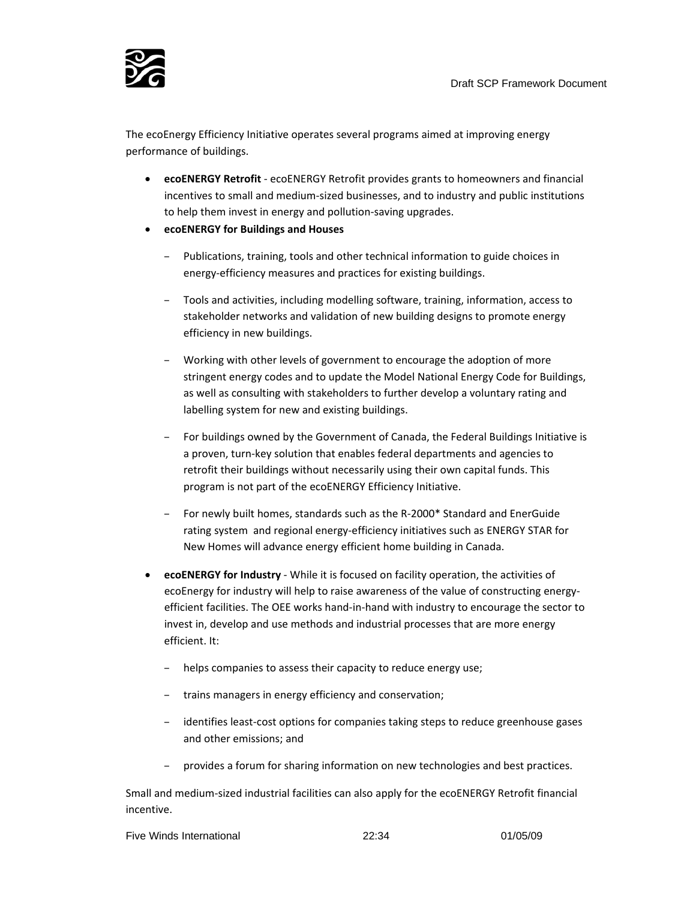The ecoEnergy Efficiency Initiative operates several programs aimed at improving energy performance of buildings.

- **ecoENERGY Retrofit** - ecoENERGY Retrofit provides grants to homeowners and financial incentives to small and medium-sized businesses, and to industry and public institutions to help them invest in energy and pollution-saving upgrades.
- **ecoENERGY for Buildings and Houses**
  - Publications, training, tools and other technical information to guide choices in energy-efficiency measures and practices for existing buildings.
  - Tools and activities, including modelling software, training, information, access to stakeholder networks and validation of new building designs to promote energy efficiency in new buildings.
  - Working with other levels of government to encourage the adoption of more stringent energy codes and to update the Model National Energy Code for Buildings, as well as consulting with stakeholders to further develop a voluntary rating and labelling system for new and existing buildings.
  - For buildings owned by the Government of Canada, the Federal Buildings Initiative is a proven, turn-key solution that enables federal departments and agencies to retrofit their buildings without necessarily using their own capital funds. This program is not part of the ecoENERGY Efficiency Initiative.
  - For newly built homes, standards such as the R-2000* Standard and EnerGuide rating system and regional energy-efficiency initiatives such as ENERGY STAR for New Homes will advance energy efficient home building in Canada.
- **ecoENERGY for Industry** - While it is focused on facility operation, the activities of ecoEnergy for industry will help to raise awareness of the value of constructing energy-efficient facilities. The OEE works hand-in-hand with industry to encourage the sector to invest in, develop and use methods and industrial processes that are more energy efficient. It:
  - helps companies to assess their capacity to reduce energy use;
  - trains managers in energy efficiency and conservation;
  - identifies least-cost options for companies taking steps to reduce greenhouse gases and other emissions; and
  - provides a forum for sharing information on new technologies and best practices.

Small and medium-sized industrial facilities can also apply for the ecoENERGY Retrofit financial incentive.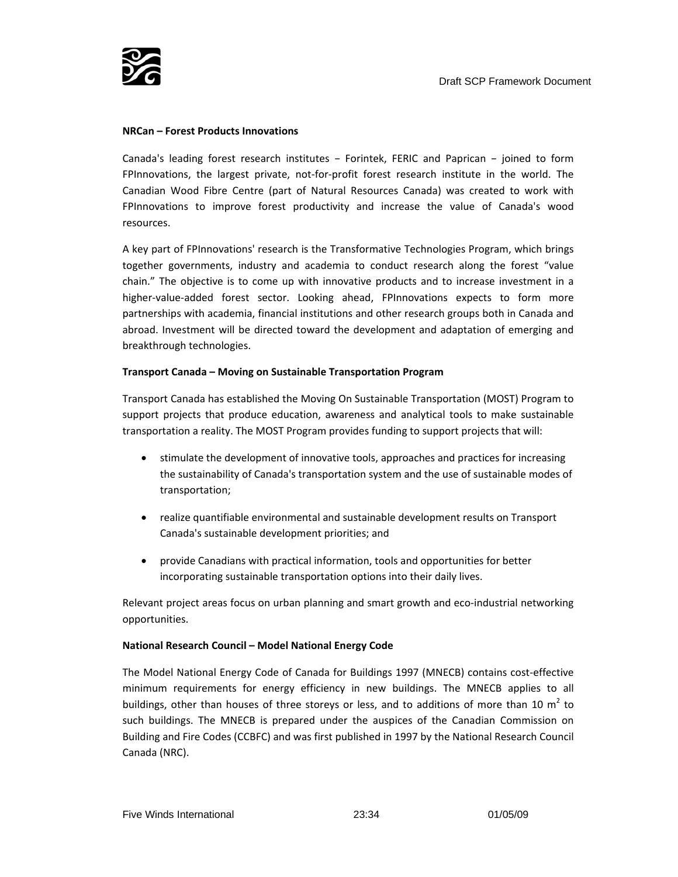**NRCan – Forest Products Innovations**

Canada's leading forest research institutes − Forintek, FERIC and Paprican − joined to form FPInnovations, the largest private, not-for-profit forest research institute in the world. The Canadian Wood Fibre Centre (part of Natural Resources Canada) was created to work with FPInnovations to improve forest productivity and increase the value of Canada's wood resources.

A key part of FPInnovations' research is the Transformative Technologies Program, which brings together governments, industry and academia to conduct research along the forest "value chain." The objective is to come up with innovative products and to increase investment in a higher-value-added forest sector. Looking ahead, FPInnovations expects to form more partnerships with academia, financial institutions and other research groups both in Canada and abroad. Investment will be directed toward the development and adaptation of emerging and breakthrough technologies.

**Transport Canada – Moving on Sustainable Transportation Program**

Transport Canada has established the Moving On Sustainable Transportation (MOST) Program to support projects that produce education, awareness and analytical tools to make sustainable transportation a reality. The MOST Program provides funding to support projects that will:

- stimulate the development of innovative tools, approaches and practices for increasing the sustainability of Canada's transportation system and the use of sustainable modes of transportation;
- realize quantifiable environmental and sustainable development results on Transport Canada's sustainable development priorities; and
- provide Canadians with practical information, tools and opportunities for better incorporating sustainable transportation options into their daily lives.

Relevant project areas focus on urban planning and smart growth and eco-industrial networking opportunities.

**National Research Council – Model National Energy Code**

The Model National Energy Code of Canada for Buildings 1997 (MNECB) contains cost-effective minimum requirements for energy efficiency in new buildings. The MNECB applies to all buildings, other than houses of three storeys or less, and to additions of more than 10 $m^2$ to such buildings. The MNECB is prepared under the auspices of the Canadian Commission on Building and Fire Codes (CCBFC) and was first published in 1997 by the National Research Council Canada (NRC).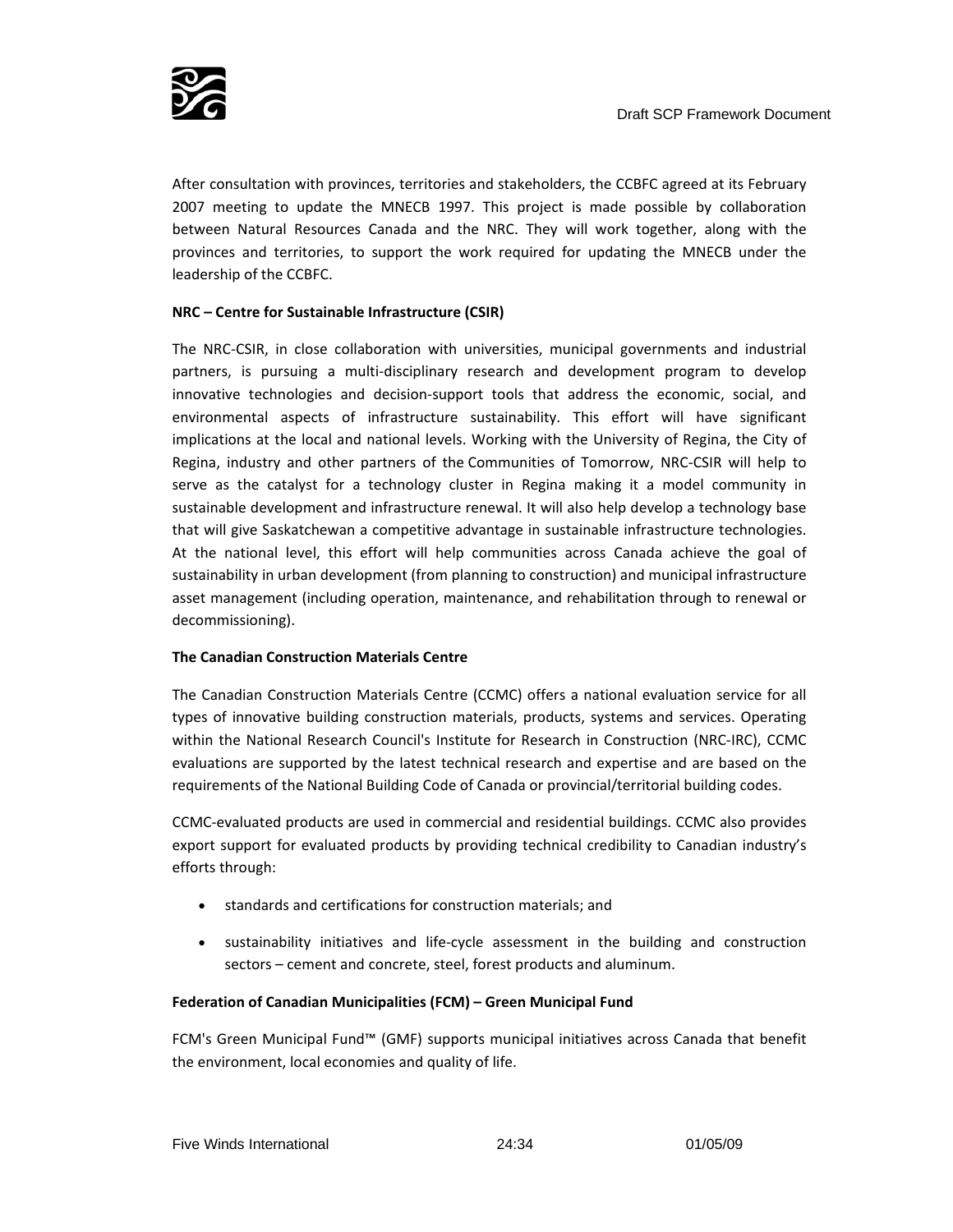After consultation with provinces, territories and stakeholders, the CCBFC agreed at its February 2007 meeting to update the MNECB 1997. This project is made possible by collaboration between Natural Resources Canada and the NRC. They will work together, along with the provinces and territories, to support the work required for updating the MNECB under the leadership of the CCBFC.

**NRC – Centre for Sustainable Infrastructure (CSIR)**

The NRC-CSIR, in close collaboration with universities, municipal governments and industrial partners, is pursuing a multi-disciplinary research and development program to develop innovative technologies and decision-support tools that address the economic, social, and environmental aspects of infrastructure sustainability. This effort will have significant implications at the local and national levels. Working with the University of Regina, the City of Regina, industry and other partners of the Communities of Tomorrow, NRC-CSIR will help to serve as the catalyst for a technology cluster in Regina making it a model community in sustainable development and infrastructure renewal. It will also help develop a technology base that will give Saskatchewan a competitive advantage in sustainable infrastructure technologies. At the national level, this effort will help communities across Canada achieve the goal of sustainability in urban development (from planning to construction) and municipal infrastructure asset management (including operation, maintenance, and rehabilitation through to renewal or decommissioning).

**The Canadian Construction Materials Centre**

The Canadian Construction Materials Centre (CCMC) offers a national evaluation service for all types of innovative building construction materials, products, systems and services. Operating within the National Research Council's Institute for Research in Construction (NRC-IRC), CCMC evaluations are supported by the latest technical research and expertise and are based on the requirements of the National Building Code of Canada or provincial/territorial building codes.

CCMC-evaluated products are used in commercial and residential buildings. CCMC also provides export support for evaluated products by providing technical credibility to Canadian industry's efforts through:

- standards and certifications for construction materials; and
- sustainability initiatives and life-cycle assessment in the building and construction sectors – cement and concrete, steel, forest products and aluminum.

**Federation of Canadian Municipalities (FCM) – Green Municipal Fund**

FCM's Green Municipal Fund™ (GMF) supports municipal initiatives across Canada that benefit the environment, local economies and quality of life.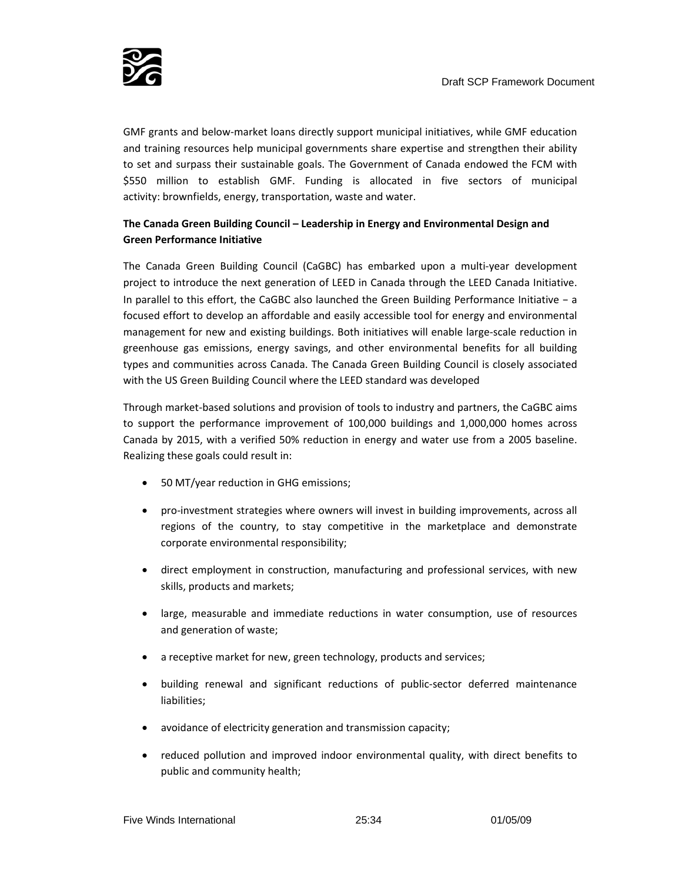GMF grants and below-market loans directly support municipal initiatives, while GMF education and training resources help municipal governments share expertise and strengthen their ability to set and surpass their sustainable goals. The Government of Canada endowed the FCM with $550 million to establish GMF. Funding is allocated in five sectors of municipal activity: brownfields, energy, transportation, waste and water.

**The Canada Green Building Council – Leadership in Energy and Environmental Design and Green Performance Initiative**

The Canada Green Building Council (CaGBC) has embarked upon a multi-year development project to introduce the next generation of LEED in Canada through the LEED Canada Initiative. In parallel to this effort, the CaGBC also launched the Green Building Performance Initiative − a focused effort to develop an affordable and easily accessible tool for energy and environmental management for new and existing buildings. Both initiatives will enable large-scale reduction in greenhouse gas emissions, energy savings, and other environmental benefits for all building types and communities across Canada. The Canada Green Building Council is closely associated with the US Green Building Council where the LEED standard was developed

Through market-based solutions and provision of tools to industry and partners, the CaGBC aims to support the performance improvement of 100,000 buildings and 1,000,000 homes across Canada by 2015, with a verified 50% reduction in energy and water use from a 2005 baseline. Realizing these goals could result in:

- 50 MT/year reduction in GHG emissions;
- pro-investment strategies where owners will invest in building improvements, across all regions of the country, to stay competitive in the marketplace and demonstrate corporate environmental responsibility;
- direct employment in construction, manufacturing and professional services, with new skills, products and markets;
- large, measurable and immediate reductions in water consumption, use of resources and generation of waste;
- a receptive market for new, green technology, products and services;
- building renewal and significant reductions of public-sector deferred maintenance liabilities;
- avoidance of electricity generation and transmission capacity;
- reduced pollution and improved indoor environmental quality, with direct benefits to public and community health;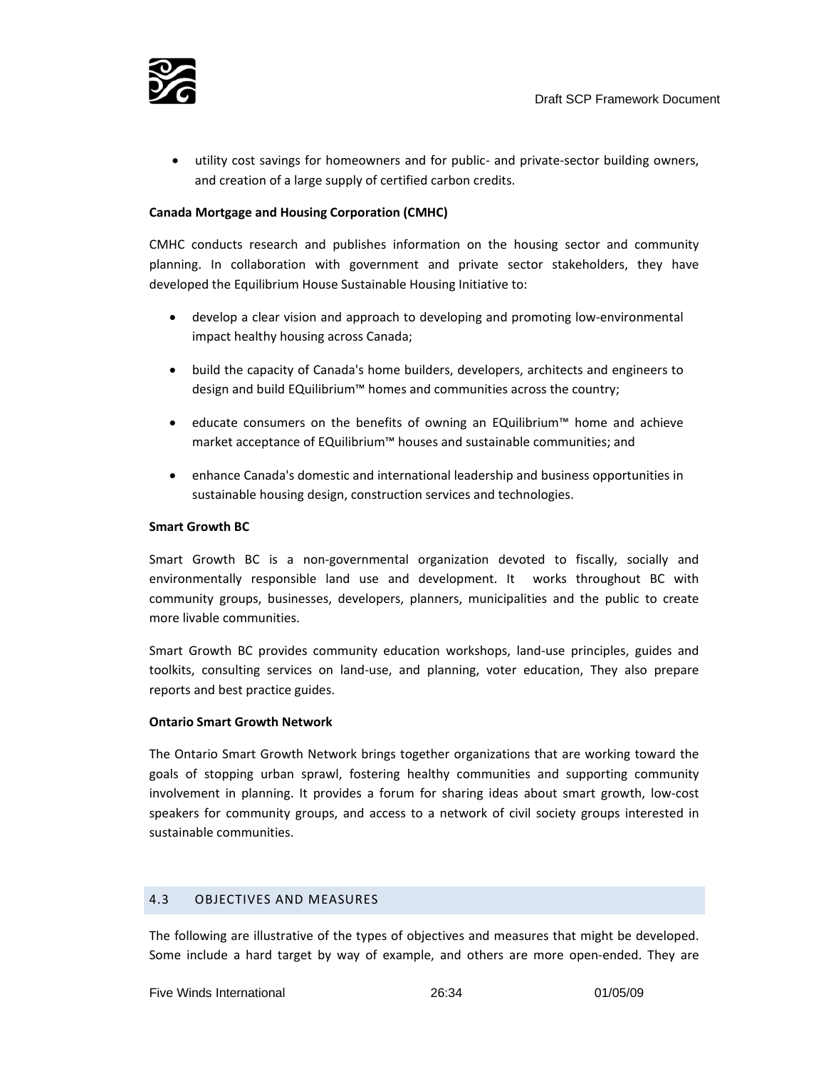- utility cost savings for homeowners and for public- and private-sector building owners, and creation of a large supply of certified carbon credits.

**Canada Mortgage and Housing Corporation (CMHC)**

CMHC conducts research and publishes information on the housing sector and community planning. In collaboration with government and private sector stakeholders, they have developed the Equilibrium House Sustainable Housing Initiative to:

- develop a clear vision and approach to developing and promoting low-environmental impact healthy housing across Canada;
- build the capacity of Canada's home builders, developers, architects and engineers to design and build EQuilibrium™ homes and communities across the country;
- educate consumers on the benefits of owning an EQuilibrium™ home and achieve market acceptance of EQuilibrium™ houses and sustainable communities; and
- enhance Canada's domestic and international leadership and business opportunities in sustainable housing design, construction services and technologies.

**Smart Growth BC**

Smart Growth BC is a non-governmental organization devoted to fiscally, socially and environmentally responsible land use and development. It works throughout BC with community groups, businesses, developers, planners, municipalities and the public to create more livable communities.

Smart Growth BC provides community education workshops, land-use principles, guides and toolkits, consulting services on land-use, and planning, voter education, They also prepare reports and best practice guides.

**Ontario Smart Growth Network**

The Ontario Smart Growth Network brings together organizations that are working toward the goals of stopping urban sprawl, fostering healthy communities and supporting community involvement in planning. It provides a forum for sharing ideas about smart growth, low-cost speakers for community groups, and access to a network of civil society groups interested in sustainable communities.

## 4.3 OBJECTIVES AND MEASURES

The following are illustrative of the types of objectives and measures that might be developed. Some include a hard target by way of example, and others are more open-ended. They are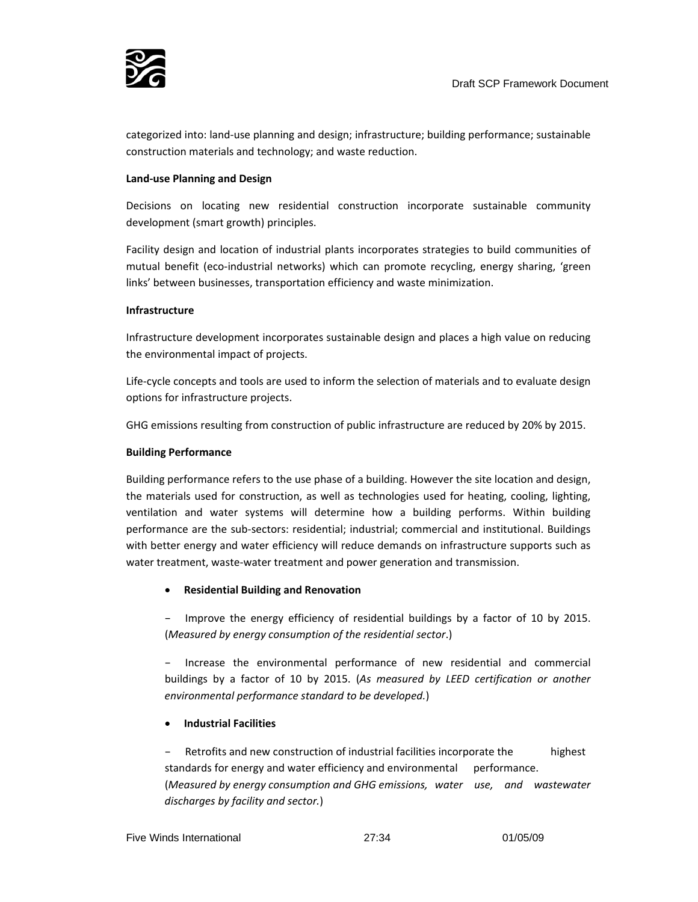categorized into: land-use planning and design; infrastructure; building performance; sustainable construction materials and technology; and waste reduction.

**Land-use Planning and Design**

Decisions on locating new residential construction incorporate sustainable community development (smart growth) principles.

Facility design and location of industrial plants incorporates strategies to build communities of mutual benefit (eco-industrial networks) which can promote recycling, energy sharing, 'green links' between businesses, transportation efficiency and waste minimization.

**Infrastructure**

Infrastructure development incorporates sustainable design and places a high value on reducing the environmental impact of projects.

Life-cycle concepts and tools are used to inform the selection of materials and to evaluate design options for infrastructure projects.

GHG emissions resulting from construction of public infrastructure are reduced by 20% by 2015.

**Building Performance**

Building performance refers to the use phase of a building. However the site location and design, the materials used for construction, as well as technologies used for heating, cooling, lighting, ventilation and water systems will determine how a building performs. Within building performance are the sub-sectors: residential; industrial; commercial and institutional. Buildings with better energy and water efficiency will reduce demands on infrastructure supports such as water treatment, waste-water treatment and power generation and transmission.

- **Residential Building and Renovation**

  − Improve the energy efficiency of residential buildings by a factor of 10 by 2015. (*Measured by energy consumption of the residential sector*.)

  − Increase the environmental performance of new residential and commercial buildings by a factor of 10 by 2015. (*As measured by LEED certification or another environmental performance standard to be developed.*)

- **Industrial Facilities**

  − Retrofits and new construction of industrial facilities incorporate the highest standards for energy and water efficiency and environmental performance. (*Measured by energy consumption and GHG emissions, water use, and wastewater discharges by facility and sector.*)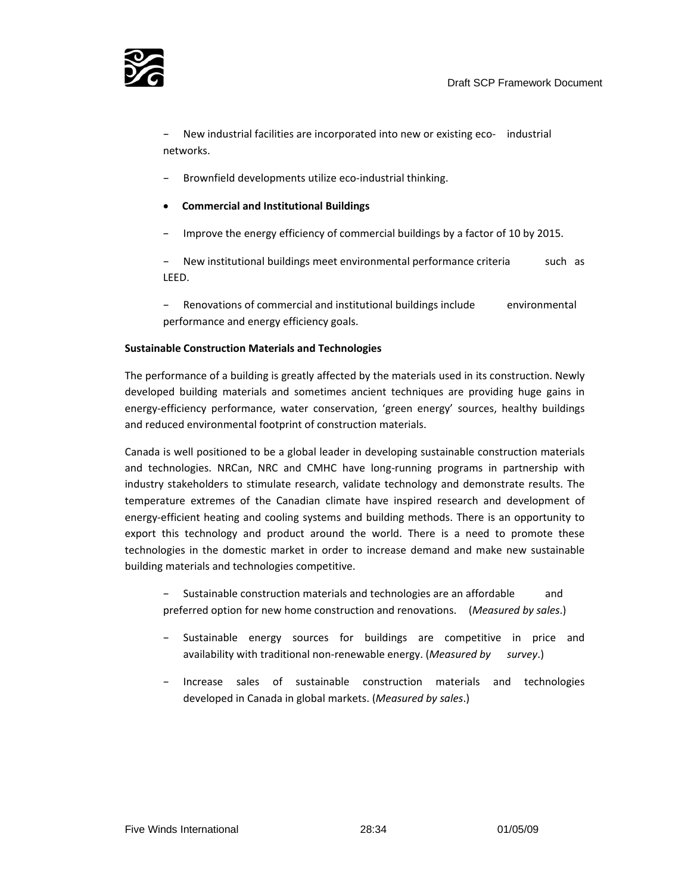- New industrial facilities are incorporated into new or existing eco- industrial networks.

- Brownfield developments utilize eco-industrial thinking.

- **Commercial and Institutional Buildings**

- Improve the energy efficiency of commercial buildings by a factor of 10 by 2015.

- New institutional buildings meet environmental performance criteria such as LEED.

- Renovations of commercial and institutional buildings include environmental performance and energy efficiency goals.

**Sustainable Construction Materials and Technologies**

The performance of a building is greatly affected by the materials used in its construction. Newly developed building materials and sometimes ancient techniques are providing huge gains in energy-efficiency performance, water conservation, 'green energy' sources, healthy buildings and reduced environmental footprint of construction materials.

Canada is well positioned to be a global leader in developing sustainable construction materials and technologies. NRCan, NRC and CMHC have long-running programs in partnership with industry stakeholders to stimulate research, validate technology and demonstrate results. The temperature extremes of the Canadian climate have inspired research and development of energy-efficient heating and cooling systems and building methods. There is an opportunity to export this technology and product around the world. There is a need to promote these technologies in the domestic market in order to increase demand and make new sustainable building materials and technologies competitive.

- Sustainable construction materials and technologies are an affordable and preferred option for new home construction and renovations. (*Measured by sales*.)

- Sustainable energy sources for buildings are competitive in price and availability with traditional non-renewable energy. (*Measured by survey*.)

- Increase sales of sustainable construction materials and technologies developed in Canada in global markets. (*Measured by sales*.)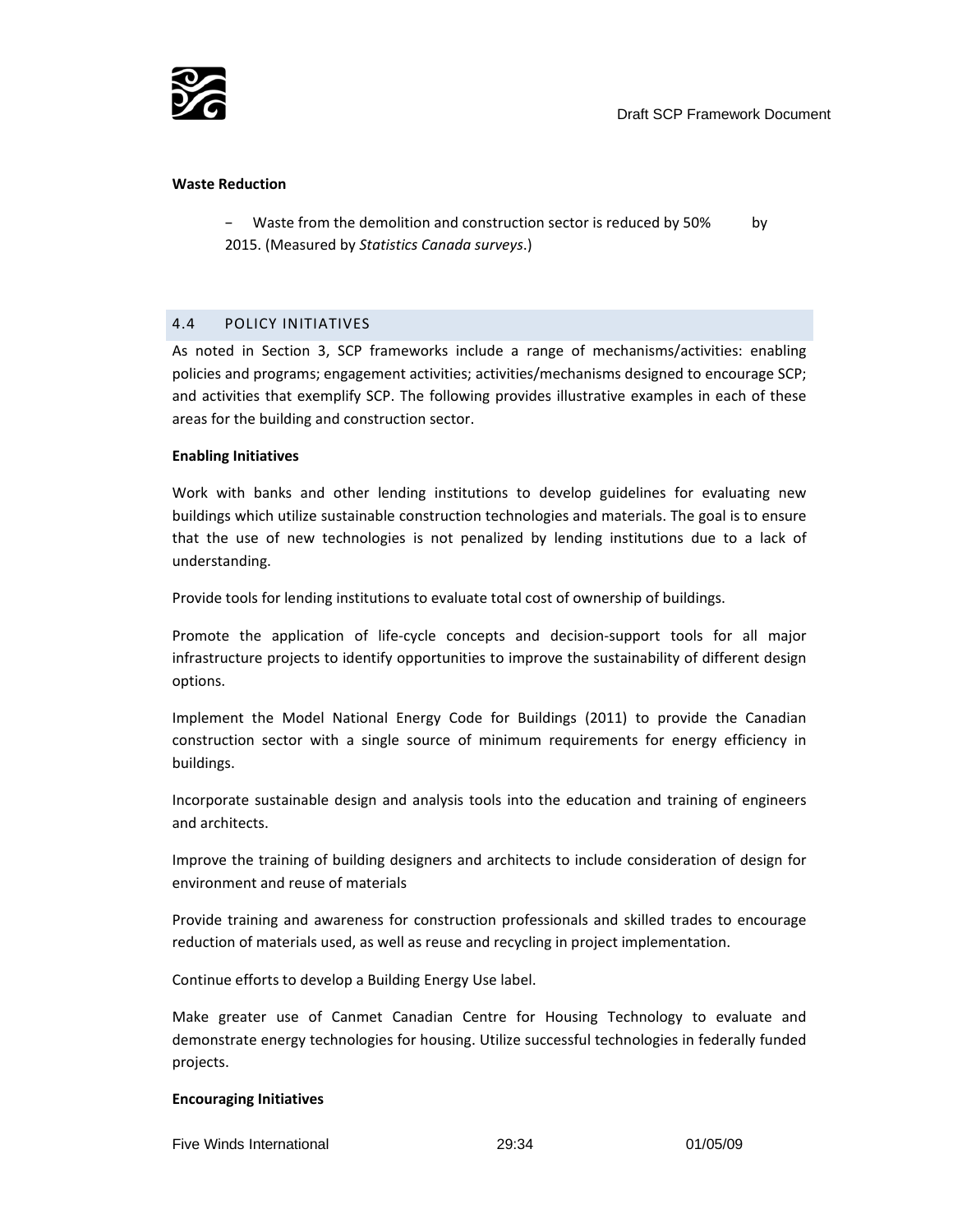**Waste Reduction**

- Waste from the demolition and construction sector is reduced by 50% by 2015. (Measured by *Statistics Canada surveys*.)

## 4.4 POLICY INITIATIVES

As noted in Section 3, SCP frameworks include a range of mechanisms/activities: enabling policies and programs; engagement activities; activities/mechanisms designed to encourage SCP; and activities that exemplify SCP. The following provides illustrative examples in each of these areas for the building and construction sector.

**Enabling Initiatives**

Work with banks and other lending institutions to develop guidelines for evaluating new buildings which utilize sustainable construction technologies and materials. The goal is to ensure that the use of new technologies is not penalized by lending institutions due to a lack of understanding.

Provide tools for lending institutions to evaluate total cost of ownership of buildings.

Promote the application of life-cycle concepts and decision-support tools for all major infrastructure projects to identify opportunities to improve the sustainability of different design options.

Implement the Model National Energy Code for Buildings (2011) to provide the Canadian construction sector with a single source of minimum requirements for energy efficiency in buildings.

Incorporate sustainable design and analysis tools into the education and training of engineers and architects.

Improve the training of building designers and architects to include consideration of design for environment and reuse of materials

Provide training and awareness for construction professionals and skilled trades to encourage reduction of materials used, as well as reuse and recycling in project implementation.

Continue efforts to develop a Building Energy Use label.

Make greater use of Canmet Canadian Centre for Housing Technology to evaluate and demonstrate energy technologies for housing. Utilize successful technologies in federally funded projects.

**Encouraging Initiatives**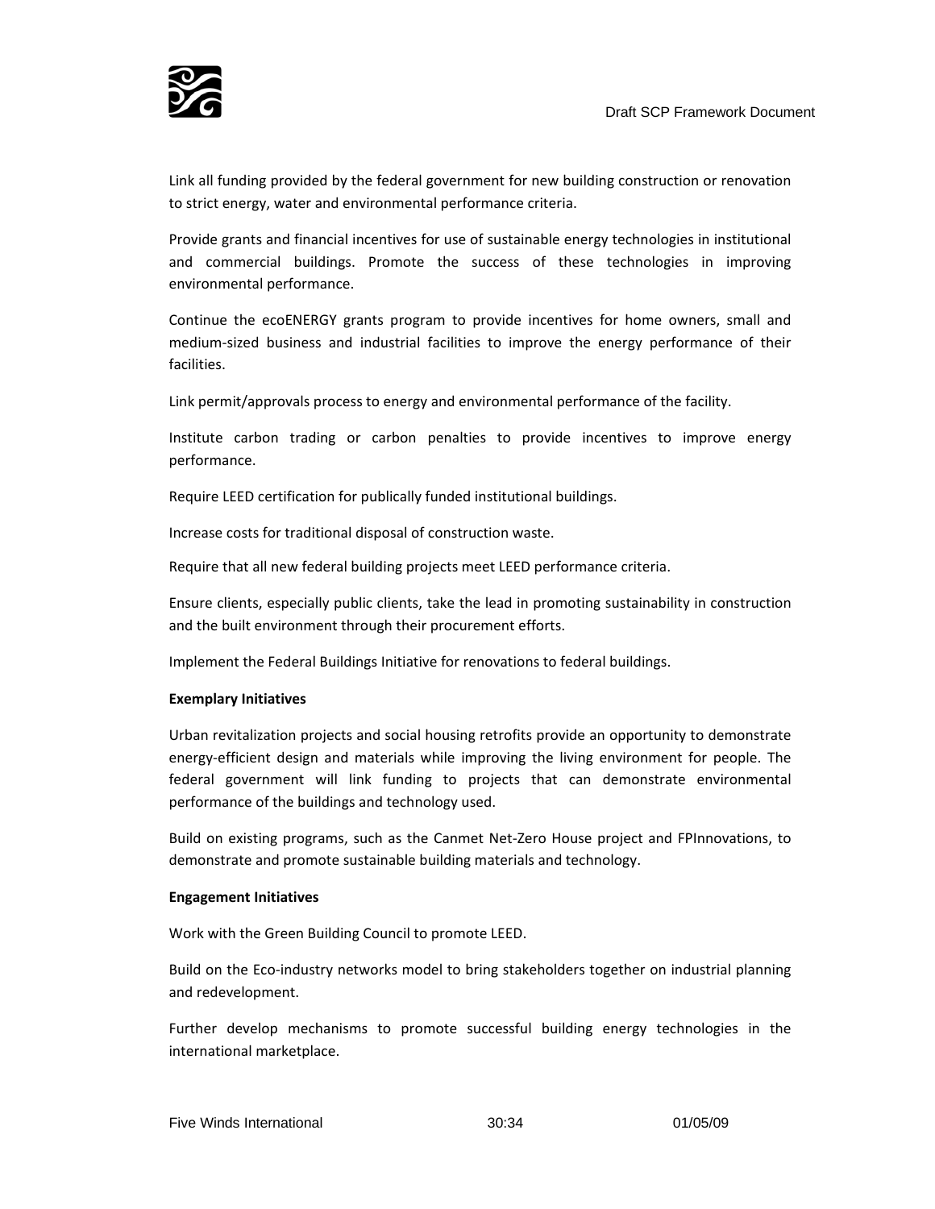Link all funding provided by the federal government for new building construction or renovation to strict energy, water and environmental performance criteria.

Provide grants and financial incentives for use of sustainable energy technologies in institutional and commercial buildings. Promote the success of these technologies in improving environmental performance.

Continue the ecoENERGY grants program to provide incentives for home owners, small and medium-sized business and industrial facilities to improve the energy performance of their facilities.

Link permit/approvals process to energy and environmental performance of the facility.

Institute carbon trading or carbon penalties to provide incentives to improve energy performance.

Require LEED certification for publically funded institutional buildings.

Increase costs for traditional disposal of construction waste.

Require that all new federal building projects meet LEED performance criteria.

Ensure clients, especially public clients, take the lead in promoting sustainability in construction and the built environment through their procurement efforts.

Implement the Federal Buildings Initiative for renovations to federal buildings.

**Exemplary Initiatives**

Urban revitalization projects and social housing retrofits provide an opportunity to demonstrate energy-efficient design and materials while improving the living environment for people. The federal government will link funding to projects that can demonstrate environmental performance of the buildings and technology used.

Build on existing programs, such as the Canmet Net-Zero House project and FPInnovations, to demonstrate and promote sustainable building materials and technology.

**Engagement Initiatives**

Work with the Green Building Council to promote LEED.

Build on the Eco-industry networks model to bring stakeholders together on industrial planning and redevelopment.

Further develop mechanisms to promote successful building energy technologies in the international marketplace.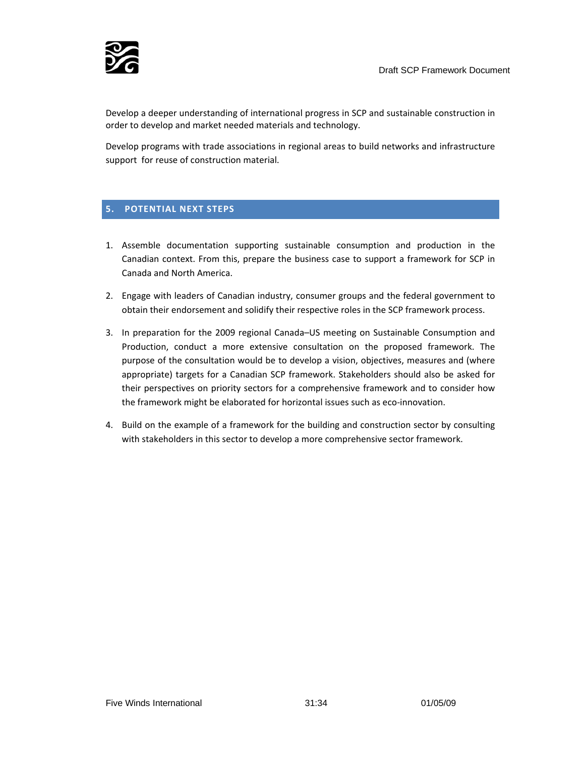Develop a deeper understanding of international progress in SCP and sustainable construction in order to develop and market needed materials and technology.

Develop programs with trade associations in regional areas to build networks and infrastructure support for reuse of construction material.

## 5. POTENTIAL NEXT STEPS

1. Assemble documentation supporting sustainable consumption and production in the Canadian context. From this, prepare the business case to support a framework for SCP in Canada and North America.
2. Engage with leaders of Canadian industry, consumer groups and the federal government to obtain their endorsement and solidify their respective roles in the SCP framework process.
3. In preparation for the 2009 regional Canada–US meeting on Sustainable Consumption and Production, conduct a more extensive consultation on the proposed framework. The purpose of the consultation would be to develop a vision, objectives, measures and (where appropriate) targets for a Canadian SCP framework. Stakeholders should also be asked for their perspectives on priority sectors for a comprehensive framework and to consider how the framework might be elaborated for horizontal issues such as eco-innovation.
4. Build on the example of a framework for the building and construction sector by consulting with stakeholders in this sector to develop a more comprehensive sector framework.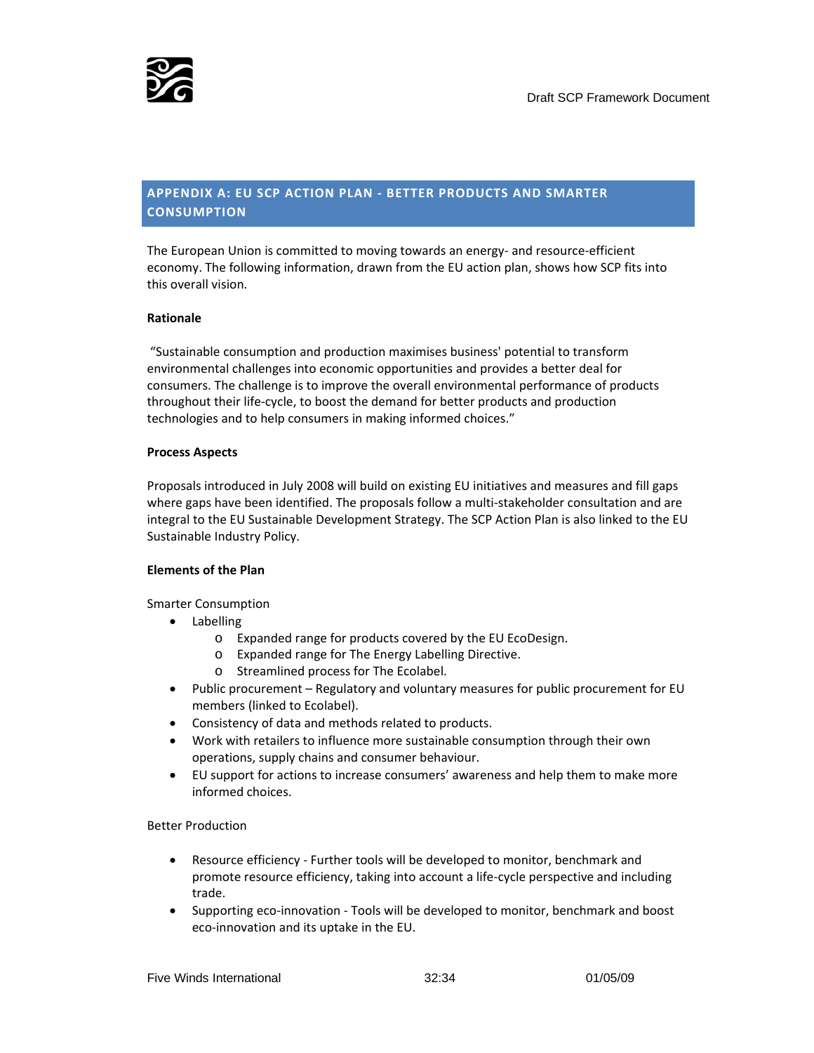## APPENDIX A: EU SCP ACTION PLAN - BETTER PRODUCTS AND SMARTER CONSUMPTION

The European Union is committed to moving towards an energy- and resource-efficient economy. The following information, drawn from the EU action plan, shows how SCP fits into this overall vision.

**Rationale**

"Sustainable consumption and production maximises business' potential to transform environmental challenges into economic opportunities and provides a better deal for consumers. The challenge is to improve the overall environmental performance of products throughout their life-cycle, to boost the demand for better products and production technologies and to help consumers in making informed choices."

**Process Aspects**

Proposals introduced in July 2008 will build on existing EU initiatives and measures and fill gaps where gaps have been identified. The proposals follow a multi-stakeholder consultation and are integral to the EU Sustainable Development Strategy. The SCP Action Plan is also linked to the EU Sustainable Industry Policy.

**Elements of the Plan**

Smarter Consumption

- Labelling
  - Expanded range for products covered by the EU EcoDesign.
  - Expanded range for The Energy Labelling Directive.
  - Streamlined process for The Ecolabel.
- Public procurement – Regulatory and voluntary measures for public procurement for EU members (linked to Ecolabel).
- Consistency of data and methods related to products.
- Work with retailers to influence more sustainable consumption through their own operations, supply chains and consumer behaviour.
- EU support for actions to increase consumers' awareness and help them to make more informed choices.

Better Production

- Resource efficiency - Further tools will be developed to monitor, benchmark and promote resource efficiency, taking into account a life-cycle perspective and including trade.
- Supporting eco-innovation - Tools will be developed to monitor, benchmark and boost eco-innovation and its uptake in the EU.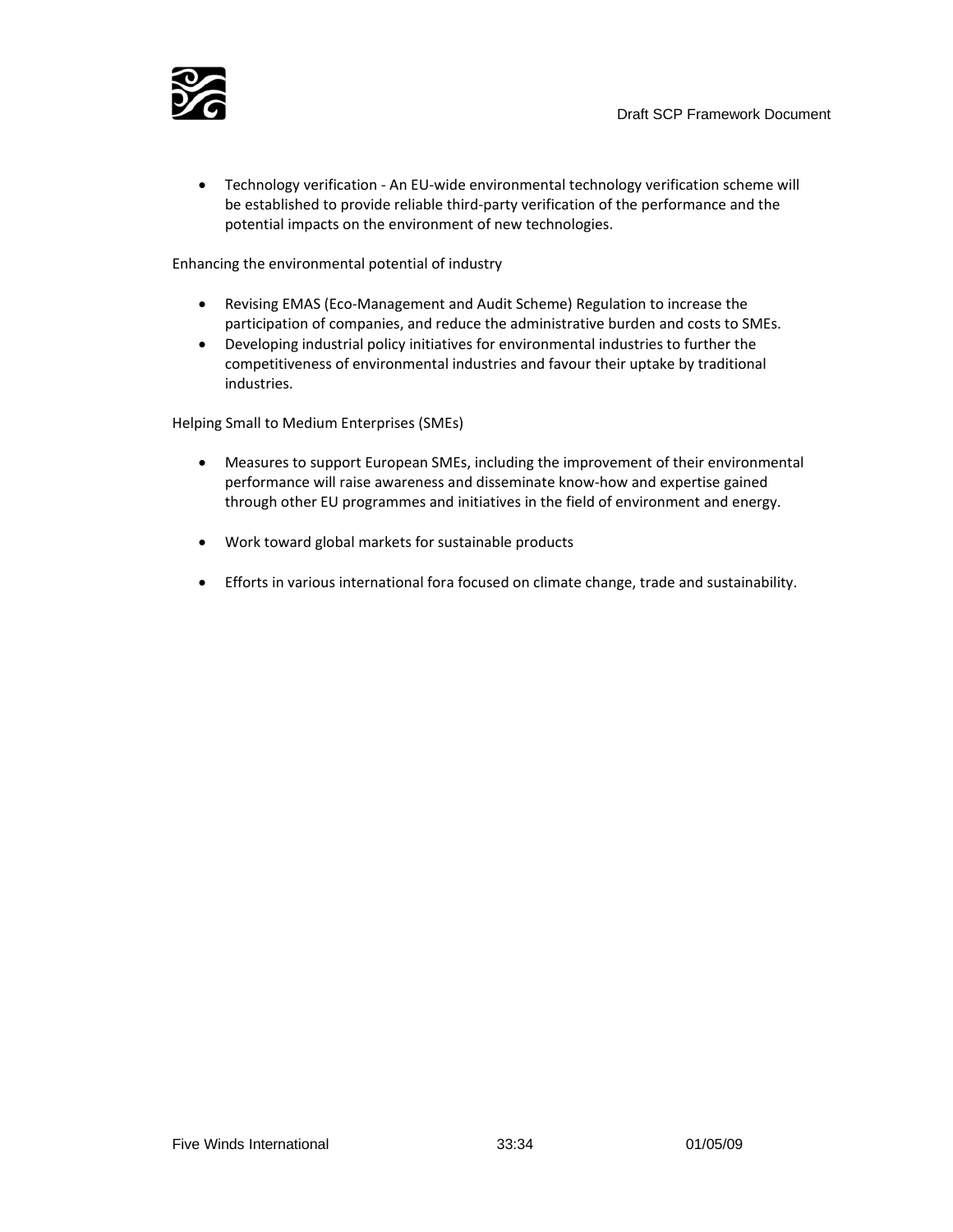- Technology verification - An EU-wide environmental technology verification scheme will be established to provide reliable third-party verification of the performance and the potential impacts on the environment of new technologies.

Enhancing the environmental potential of industry

- Revising EMAS (Eco-Management and Audit Scheme) Regulation to increase the participation of companies, and reduce the administrative burden and costs to SMEs.
- Developing industrial policy initiatives for environmental industries to further the competitiveness of environmental industries and favour their uptake by traditional industries.

Helping Small to Medium Enterprises (SMEs)

- Measures to support European SMEs, including the improvement of their environmental performance will raise awareness and disseminate know-how and expertise gained through other EU programmes and initiatives in the field of environment and energy.

- Work toward global markets for sustainable products

- Efforts in various international fora focused on climate change, trade and sustainability.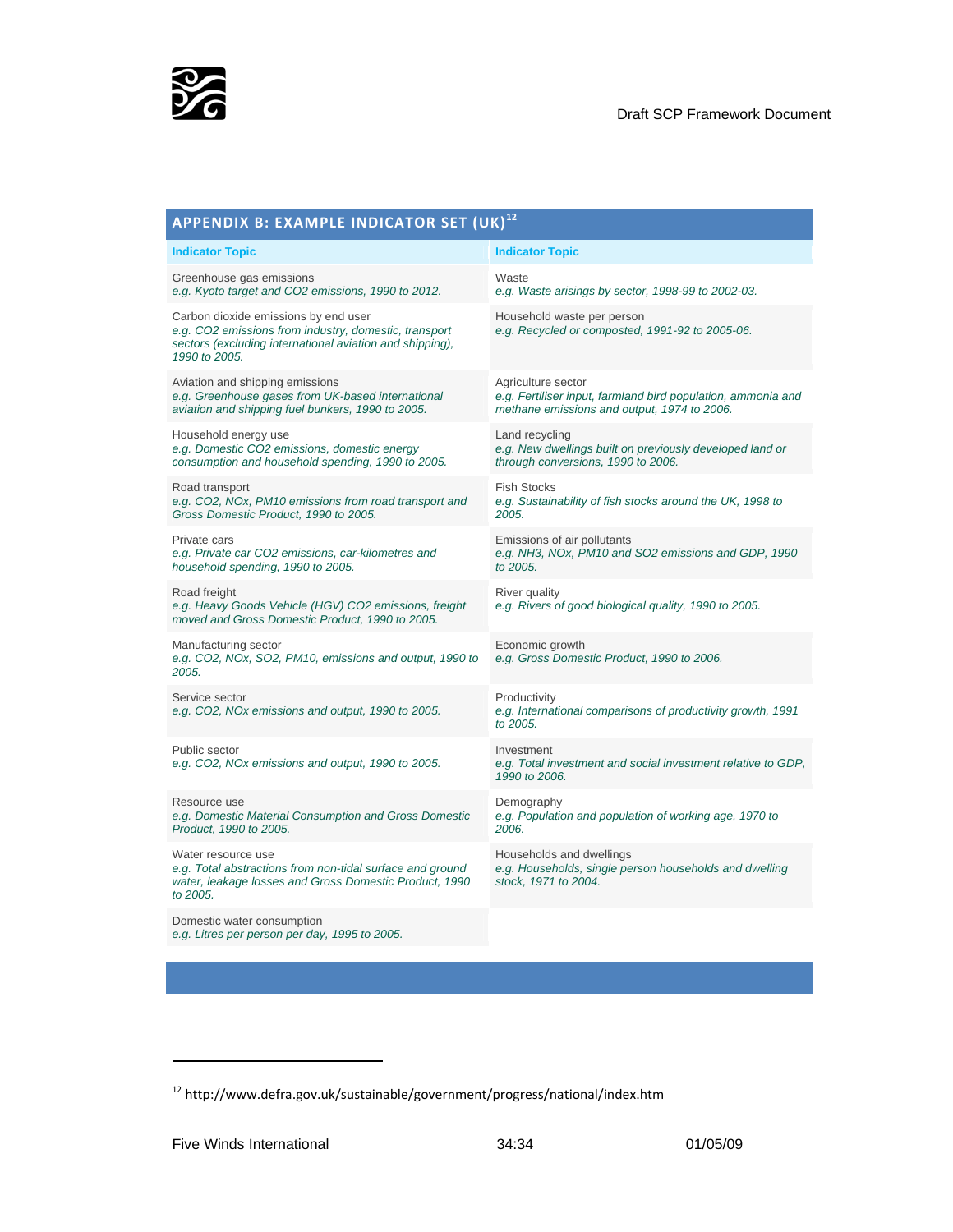## APPENDIX B: EXAMPLE INDICATOR SET (UK)[12]

| Indicator Topic | Indicator Topic |
|---|---|
| Greenhouse gas emissions<br>*e.g. Kyoto target and CO2 emissions, 1990 to 2012.* | Waste<br>*e.g. Waste arisings by sector, 1998-99 to 2002-03.* |
| Carbon dioxide emissions by end user<br>*e.g. CO2 emissions from industry, domestic, transport sectors (excluding international aviation and shipping), 1990 to 2005.* | Household waste per person<br>*e.g. Recycled or composted, 1991-92 to 2005-06.* |
| Aviation and shipping emissions<br>*e.g. Greenhouse gases from UK-based international aviation and shipping fuel bunkers, 1990 to 2005.* | Agriculture sector<br>*e.g. Fertiliser input, farmland bird population, ammonia and methane emissions and output, 1974 to 2006.* |
| Household energy use<br>*e.g. Domestic CO2 emissions, domestic energy consumption and household spending, 1990 to 2005.* | Land recycling<br>*e.g. New dwellings built on previously developed land or through conversions, 1990 to 2006.* |
| Road transport<br>*e.g. CO2, NOx, PM10 emissions from road transport and Gross Domestic Product, 1990 to 2005.* | Fish Stocks<br>*e.g. Sustainability of fish stocks around the UK, 1998 to 2005.* |
| Private cars<br>*e.g. Private car CO2 emissions, car-kilometres and household spending, 1990 to 2005.* | Emissions of air pollutants<br>*e.g. NH3, NOx, PM10 and SO2 emissions and GDP, 1990 to 2005.* |
| Road freight<br>*e.g. Heavy Goods Vehicle (HGV) CO2 emissions, freight moved and Gross Domestic Product, 1990 to 2005.* | River quality<br>*e.g. Rivers of good biological quality, 1990 to 2005.* |
| Manufacturing sector<br>*e.g. CO2, NOx, SO2, PM10, emissions and output, 1990 to 2005.* | Economic growth<br>*e.g. Gross Domestic Product, 1990 to 2006.* |
| Service sector<br>*e.g. CO2, NOx emissions and output, 1990 to 2005.* | Productivity<br>*e.g. International comparisons of productivity growth, 1991 to 2005.* |
| Public sector<br>*e.g. CO2, NOx emissions and output, 1990 to 2005.* | Investment<br>*e.g. Total investment and social investment relative to GDP, 1990 to 2006.* |
| Resource use<br>*e.g. Domestic Material Consumption and Gross Domestic Product, 1990 to 2005.* | Demography<br>*e.g. Population and population of working age, 1970 to 2006.* |
| Water resource use<br>*e.g. Total abstractions from non-tidal surface and ground water, leakage losses and Gross Domestic Product, 1990 to 2005.* | Households and dwellings<br>*e.g. Households, single person households and dwelling stock, 1971 to 2004.* |
| Domestic water consumption<br>*e.g. Litres per person per day, 1995 to 2005.* | |

[12] http://www.defra.gov.uk/sustainable/government/progress/national/index.htm